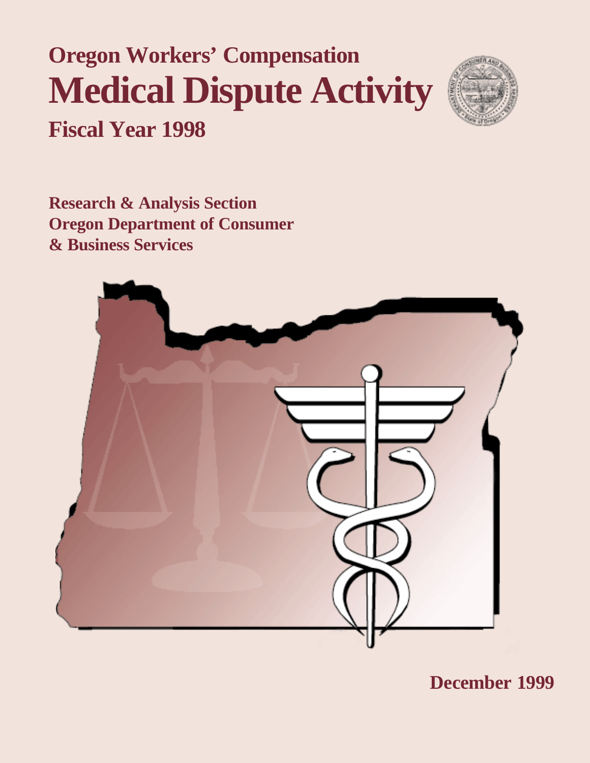# Oregon Workers' Compensation

# Medical Dispute Activity

## Fiscal Year 1998

**Research & Analysis Section**
**Oregon Department of Consumer**
**& Business Services**

**December 1999**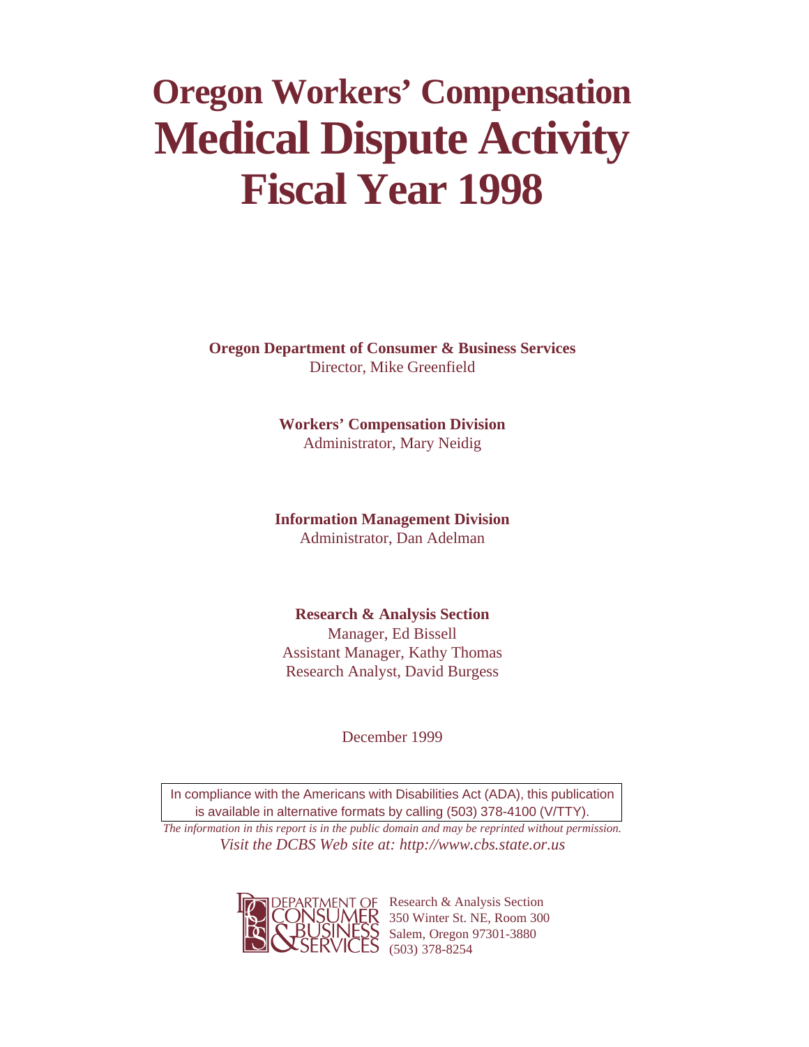# Oregon Workers' Compensation Medical Dispute Activity Fiscal Year 1998

**Oregon Department of Consumer & Business Services**
Director, Mike Greenfield

**Workers' Compensation Division**
Administrator, Mary Neidig

**Information Management Division**
Administrator, Dan Adelman

**Research & Analysis Section**
Manager, Ed Bissell
Assistant Manager, Kathy Thomas
Research Analyst, David Burgess

December 1999

In compliance with the Americans with Disabilities Act (ADA), this publication is available in alternative formats by calling (503) 378-4100 (V/TTY).

*The information in this report is in the public domain and may be reprinted without permission.*
*Visit the DCBS Web site at: http://www.cbs.state.or.us*

DEPARTMENT OF CONSUMER & BUSINESS SERVICES

Research & Analysis Section
350 Winter St. NE, Room 300
Salem, Oregon 97301-3880
(503) 378-8254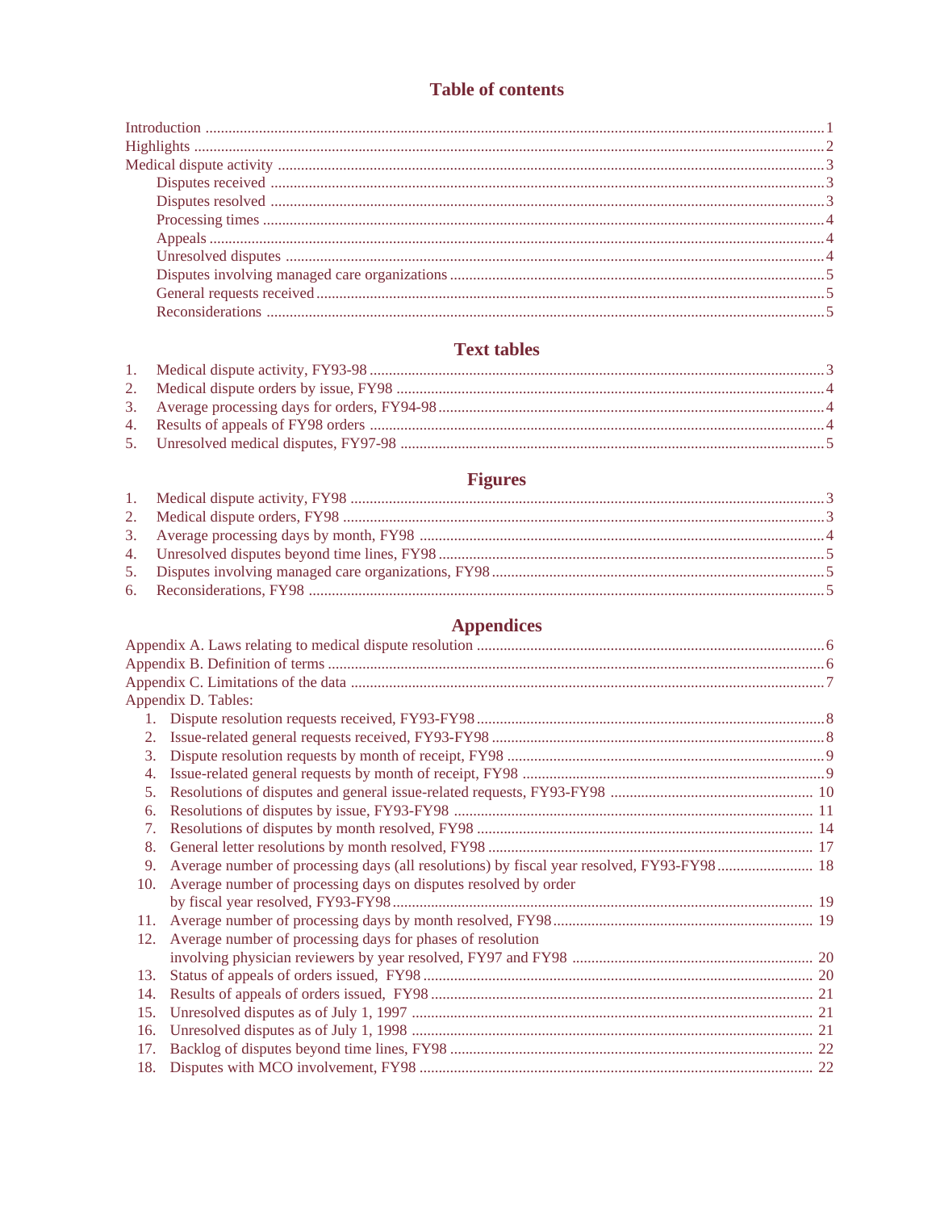# Table of contents

Introduction ........................................................................................................................................1
Highlights ............................................................................................................................................2
Medical dispute activity .....................................................................................................................3
- Disputes received ..........................................................................................................................3
- Disputes resolved ...........................................................................................................................3
- Processing times ............................................................................................................................4
- Appeals ...........................................................................................................................................4
- Unresolved disputes .......................................................................................................................4
- Disputes involving managed care organizations ............................................................................5
- General requests received ..............................................................................................................5
- Reconsiderations ............................................................................................................................5

## Text tables

1. Medical dispute activity, FY93-98 ................................................................................................3
2. Medical dispute orders by issue, FY98 .........................................................................................4
3. Average processing days for orders, FY94-98 ..............................................................................4
4. Results of appeals of FY98 orders ................................................................................................4
5. Unresolved medical disputes, FY97-98 ........................................................................................5

## Figures

1. Medical dispute activity, FY98 .....................................................................................................3
2. Medical dispute orders, FY98 .......................................................................................................3
3. Average processing days by month, FY98 ...................................................................................4
4. Unresolved disputes beyond time lines, FY98 ..............................................................................5
5. Disputes involving managed care organizations, FY98 ................................................................5
6. Reconsiderations, FY98 ................................................................................................................5

## Appendices

Appendix A. Laws relating to medical dispute resolution ....................................................................6
Appendix B. Definition of terms ..........................................................................................................6
Appendix C. Limitations of the data ....................................................................................................7
Appendix D. Tables:

1. Dispute resolution requests received, FY93-FY98 ........................................................................8
2. Issue-related general requests received, FY93-FY98 ....................................................................8
3. Dispute resolution requests by month of receipt, FY98 .................................................................9
4. Issue-related general requests by month of receipt, FY98 .............................................................9
5. Resolutions of disputes and general issue-related requests, FY93-FY98 ....................................10
6. Resolutions of disputes by issue, FY93-FY98 .............................................................................11
7. Resolutions of disputes by month resolved, FY98 .......................................................................14
8. General letter resolutions by month resolved, FY98 ....................................................................17
9. Average number of processing days (all resolutions) by fiscal year resolved, FY93-FY98 .........18
10. Average number of processing days on disputes resolved by order by fiscal year resolved, FY93-FY98 ............................................................................................19
11. Average number of processing days by month resolved, FY98 ...................................................19
12. Average number of processing days for phases of resolution involving physician reviewers by year resolved, FY97 and FY98 ................................................20
13. Status of appeals of orders issued, FY98 ......................................................................................20
14. Results of appeals of orders issued, FY98 ....................................................................................21
15. Unresolved disputes as of July 1, 1997 .........................................................................................21
16. Unresolved disputes as of July 1, 1998 .........................................................................................21
17. Backlog of disputes beyond time lines, FY98 ...............................................................................22
18. Disputes with MCO involvement, FY98 .......................................................................................22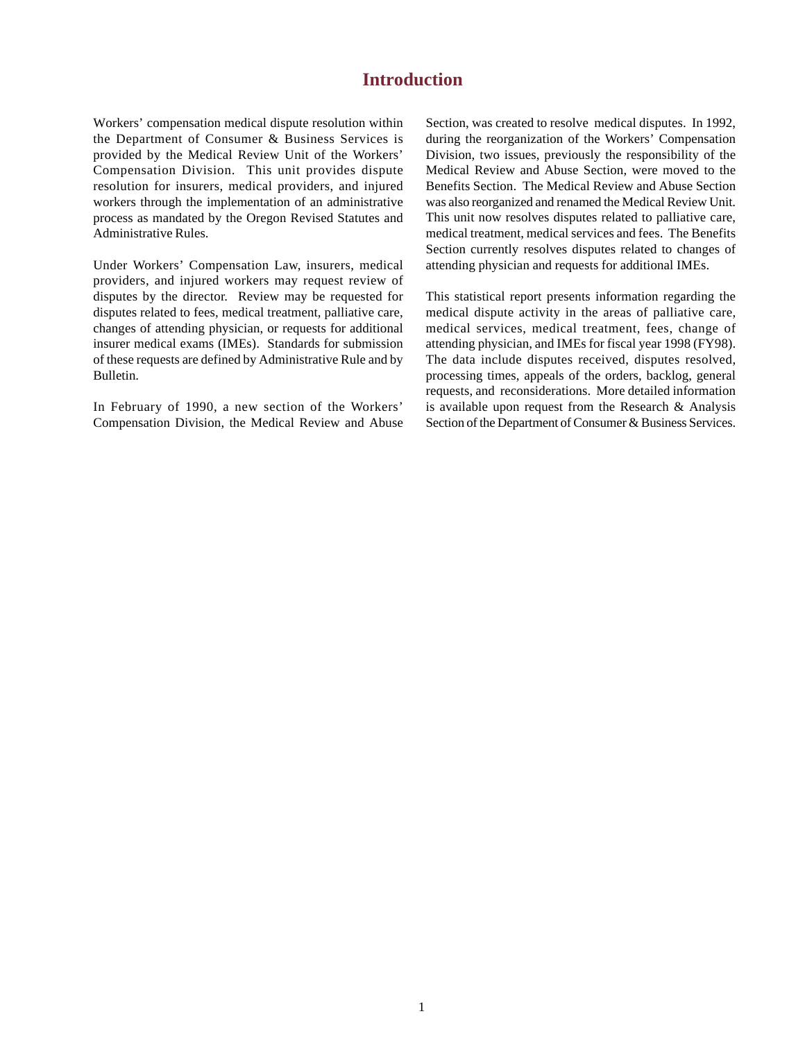# Introduction

Workers' compensation medical dispute resolution within the Department of Consumer & Business Services is provided by the Medical Review Unit of the Workers' Compensation Division. This unit provides dispute resolution for insurers, medical providers, and injured workers through the implementation of an administrative process as mandated by the Oregon Revised Statutes and Administrative Rules.

Under Workers' Compensation Law, insurers, medical providers, and injured workers may request review of disputes by the director. Review may be requested for disputes related to fees, medical treatment, palliative care, changes of attending physician, or requests for additional insurer medical exams (IMEs). Standards for submission of these requests are defined by Administrative Rule and by Bulletin.

In February of 1990, a new section of the Workers' Compensation Division, the Medical Review and Abuse Section, was created to resolve medical disputes. In 1992, during the reorganization of the Workers' Compensation Division, two issues, previously the responsibility of the Medical Review and Abuse Section, were moved to the Benefits Section. The Medical Review and Abuse Section was also reorganized and renamed the Medical Review Unit. This unit now resolves disputes related to palliative care, medical treatment, medical services and fees. The Benefits Section currently resolves disputes related to changes of attending physician and requests for additional IMEs.

This statistical report presents information regarding the medical dispute activity in the areas of palliative care, medical services, medical treatment, fees, change of attending physician, and IMEs for fiscal year 1998 (FY98). The data include disputes received, disputes resolved, processing times, appeals of the orders, backlog, general requests, and reconsiderations. More detailed information is available upon request from the Research & Analysis Section of the Department of Consumer & Business Services.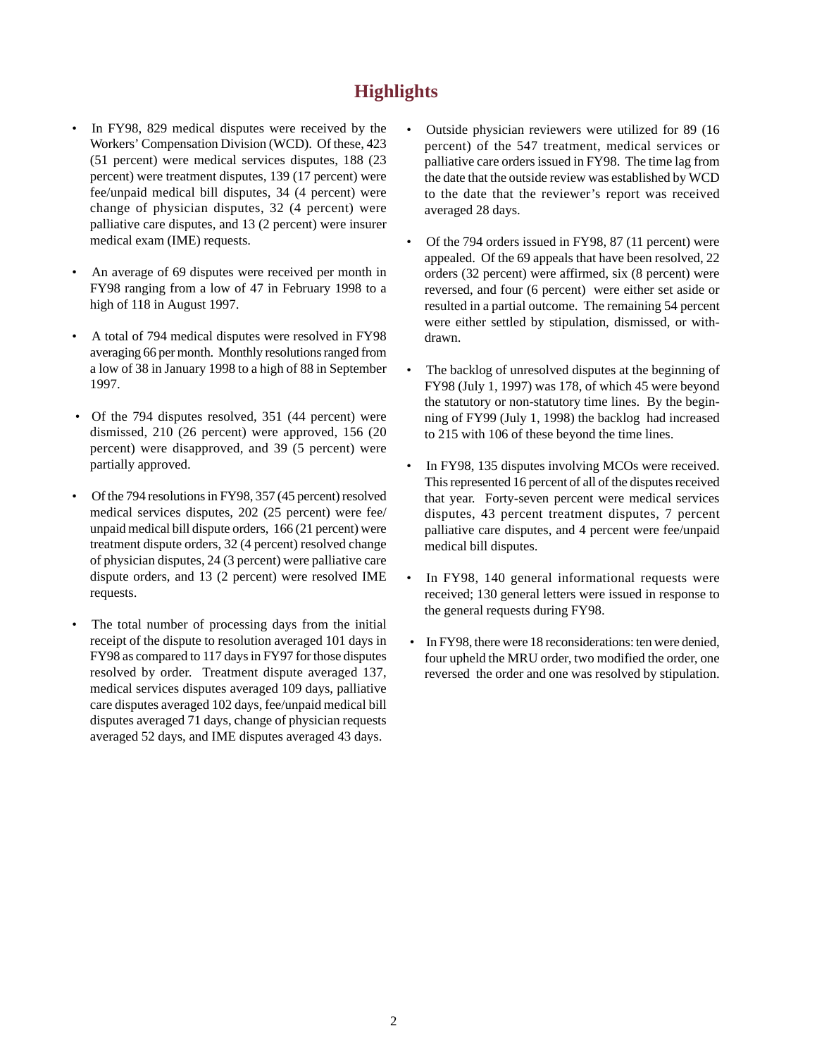# Highlights

- In FY98, 829 medical disputes were received by the Workers' Compensation Division (WCD). Of these, 423 (51 percent) were medical services disputes, 188 (23 percent) were treatment disputes, 139 (17 percent) were fee/unpaid medical bill disputes, 34 (4 percent) were change of physician disputes, 32 (4 percent) were palliative care disputes, and 13 (2 percent) were insurer medical exam (IME) requests.

- An average of 69 disputes were received per month in FY98 ranging from a low of 47 in February 1998 to a high of 118 in August 1997.

- A total of 794 medical disputes were resolved in FY98 averaging 66 per month. Monthly resolutions ranged from a low of 38 in January 1998 to a high of 88 in September 1997.

- Of the 794 disputes resolved, 351 (44 percent) were dismissed, 210 (26 percent) were approved, 156 (20 percent) were disapproved, and 39 (5 percent) were partially approved.

- Of the 794 resolutions in FY98, 357 (45 percent) resolved medical services disputes, 202 (25 percent) were fee/unpaid medical bill dispute orders, 166 (21 percent) were treatment dispute orders, 32 (4 percent) resolved change of physician disputes, 24 (3 percent) were palliative care dispute orders, and 13 (2 percent) were resolved IME requests.

- The total number of processing days from the initial receipt of the dispute to resolution averaged 101 days in FY98 as compared to 117 days in FY97 for those disputes resolved by order. Treatment dispute averaged 137, medical services disputes averaged 109 days, palliative care disputes averaged 102 days, fee/unpaid medical bill disputes averaged 71 days, change of physician requests averaged 52 days, and IME disputes averaged 43 days.

- Outside physician reviewers were utilized for 89 (16 percent) of the 547 treatment, medical services or palliative care orders issued in FY98. The time lag from the date that the outside review was established by WCD to the date that the reviewer's report was received averaged 28 days.

- Of the 794 orders issued in FY98, 87 (11 percent) were appealed. Of the 69 appeals that have been resolved, 22 orders (32 percent) were affirmed, six (8 percent) were reversed, and four (6 percent) were either set aside or resulted in a partial outcome. The remaining 54 percent were either settled by stipulation, dismissed, or withdrawn.

- The backlog of unresolved disputes at the beginning of FY98 (July 1, 1997) was 178, of which 45 were beyond the statutory or non-statutory time lines. By the beginning of FY99 (July 1, 1998) the backlog had increased to 215 with 106 of these beyond the time lines.

- In FY98, 135 disputes involving MCOs were received. This represented 16 percent of all of the disputes received that year. Forty-seven percent were medical services disputes, 43 percent treatment disputes, 7 percent palliative care disputes, and 4 percent were fee/unpaid medical bill disputes.

- In FY98, 140 general informational requests were received; 130 general letters were issued in response to the general requests during FY98.

- In FY98, there were 18 reconsiderations: ten were denied, four upheld the MRU order, two modified the order, one reversed the order and one was resolved by stipulation.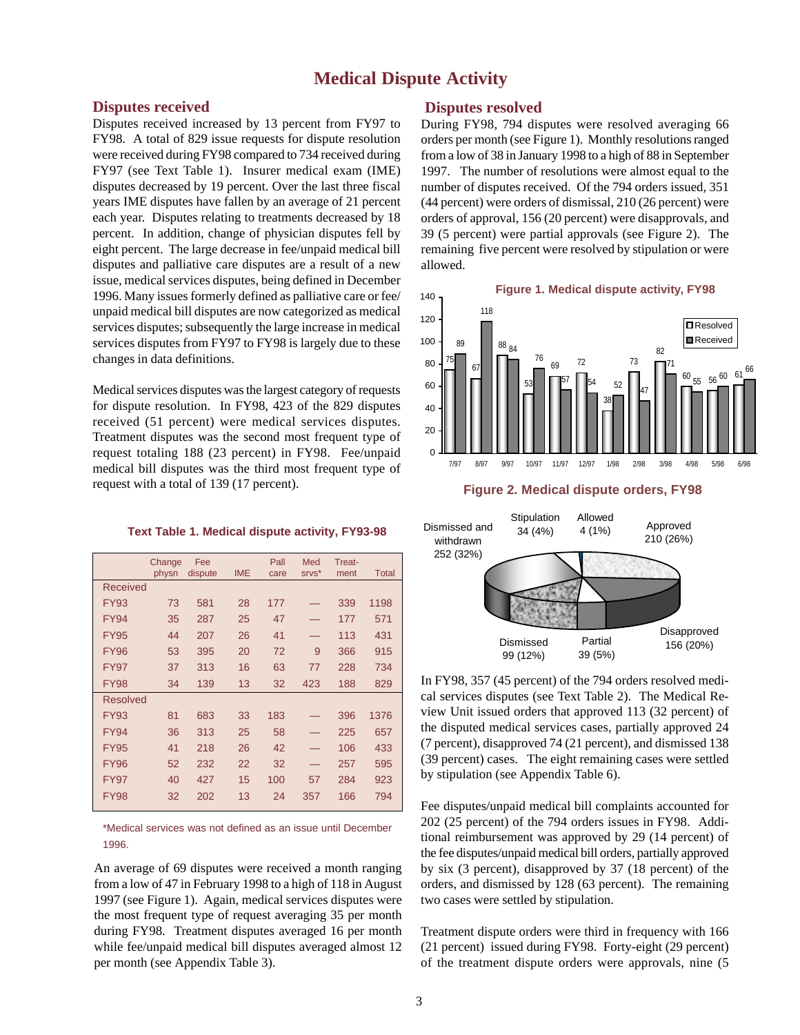# Medical Dispute Activity

## Disputes received

Disputes received increased by 13 percent from FY97 to FY98. A total of 829 issue requests for dispute resolution were received during FY98 compared to 734 received during FY97 (see Text Table 1). Insurer medical exam (IME) disputes decreased by 19 percent. Over the last three fiscal years IME disputes have fallen by an average of 21 percent each year. Disputes relating to treatments decreased by 18 percent. In addition, change of physician disputes fell by eight percent. The large decrease in fee/unpaid medical bill disputes and palliative care disputes are a result of a new issue, medical services disputes, being defined in December 1996. Many issues formerly defined as palliative care or fee/unpaid medical bill disputes are now categorized as medical services disputes; subsequently the large increase in medical services disputes from FY97 to FY98 is largely due to these changes in data definitions.

Medical services disputes was the largest category of requests for dispute resolution. In FY98, 423 of the 829 disputes received (51 percent) were medical services disputes. Treatment disputes was the second most frequent type of request totaling 188 (23 percent) in FY98. Fee/unpaid medical bill disputes was the third most frequent type of request with a total of 139 (17 percent).

**Text Table 1. Medical dispute activity, FY93-98**

| | Change physn | Fee dispute | IME | Pall care | Med srvs* | Treat-ment | Total |
|---|---|---|---|---|---|---|---|
| Received | | | | | | | |
| FY93 | 73 | 581 | 28 | 177 | — | 339 | 1198 |
| FY94 | 35 | 287 | 25 | 47 | — | 177 | 571 |
| FY95 | 44 | 207 | 26 | 41 | — | 113 | 431 |
| FY96 | 53 | 395 | 20 | 72 | 9 | 366 | 915 |
| FY97 | 37 | 313 | 16 | 63 | 77 | 228 | 734 |
| FY98 | 34 | 139 | 13 | 32 | 423 | 188 | 829 |
| Resolved | | | | | | | |
| FY93 | 81 | 683 | 33 | 183 | — | 396 | 1376 |
| FY94 | 36 | 313 | 25 | 58 | — | 225 | 657 |
| FY95 | 41 | 218 | 26 | 42 | — | 106 | 433 |
| FY96 | 52 | 232 | 22 | 32 | — | 257 | 595 |
| FY97 | 40 | 427 | 15 | 100 | 57 | 284 | 923 |
| FY98 | 32 | 202 | 13 | 24 | 357 | 166 | 794 |

*Medical services was not defined as an issue until December 1996.

An average of 69 disputes were received a month ranging from a low of 47 in February 1998 to a high of 118 in August 1997 (see Figure 1). Again, medical services disputes were the most frequent type of request averaging 35 per month during FY98. Treatment disputes averaged 16 per month while fee/unpaid medical bill disputes averaged almost 12 per month (see Appendix Table 3).

## Disputes resolved

During FY98, 794 disputes were resolved averaging 66 orders per month (see Figure 1). Monthly resolutions ranged from a low of 38 in January 1998 to a high of 88 in September 1997. The number of resolutions were almost equal to the number of disputes received. Of the 794 orders issued, 351 (44 percent) were orders of dismissal, 210 (26 percent) were orders of approval, 156 (20 percent) were disapprovals, and 39 (5 percent) were partial approvals (see Figure 2). The remaining five percent were resolved by stipulation or were allowed.

**Figure 1. Medical dispute activity, FY98**

| Month | Resolved | Received |
|---|---|---|
| 7/97 | 75 | 89 |
| 8/97 | 67 | 118 |
| 9/97 | 88 | 84 |
| 10/97 | 53 | 76 |
| 11/97 | 69 | 57 |
| 12/97 | 72 | 54 |
| 1/98 | 38 | 52 |
| 2/98 | 73 | 47 |
| 3/98 | 82 | 71 |
| 4/98 | 60 | 55 |
| 5/98 | 56 | 60 |
| 6/98 | 61 | 66 |

**Figure 2. Medical dispute orders, FY98**

| Order type | Number (%) |
|---|---|
| Dismissed and withdrawn | 252 (32%) |
| Stipulation | 34 (4%) |
| Allowed | 4 (1%) |
| Approved | 210 (26%) |
| Disapproved | 156 (20%) |
| Partial | 39 (5%) |
| Dismissed | 99 (12%) |

In FY98, 357 (45 percent) of the 794 orders resolved medical services disputes (see Text Table 2). The Medical Review Unit issued orders that approved 113 (32 percent) of the disputed medical services cases, partially approved 24 (7 percent), disapproved 74 (21 percent), and dismissed 138 (39 percent) cases. The eight remaining cases were settled by stipulation (see Appendix Table 6).

Fee disputes/unpaid medical bill complaints accounted for 202 (25 percent) of the 794 orders issues in FY98. Additional reimbursement was approved by 29 (14 percent) of the fee disputes/unpaid medical bill orders, partially approved by six (3 percent), disapproved by 37 (18 percent) of the orders, and dismissed by 128 (63 percent). The remaining two cases were settled by stipulation.

Treatment dispute orders were third in frequency with 166 (21 percent) issued during FY98. Forty-eight (29 percent) of the treatment dispute orders were approvals, nine (5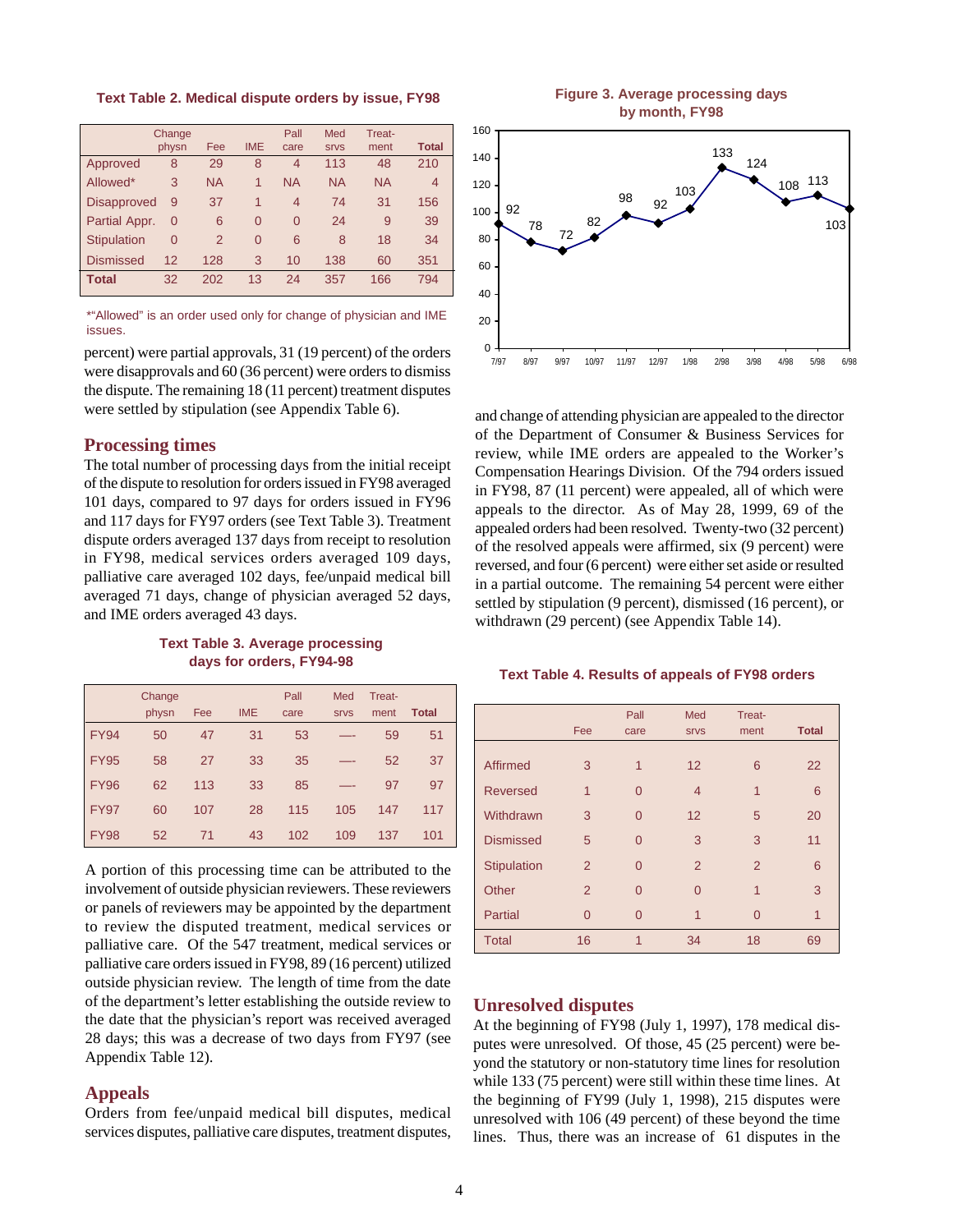**Text Table 2. Medical dispute orders by issue, FY98**

| | Change physn | Fee | IME | Pall care | Med srvs | Treat-ment | Total |
|---|---|---|---|---|---|---|---|
| Approved | 8 | 29 | 8 | 4 | 113 | 48 | 210 |
| Allowed* | 3 | NA | 1 | NA | NA | NA | 4 |
| Disapproved | 9 | 37 | 1 | 4 | 74 | 31 | 156 |
| Partial Appr. | 0 | 6 | 0 | 0 | 24 | 9 | 39 |
| Stipulation | 0 | 2 | 0 | 6 | 8 | 18 | 34 |
| Dismissed | 12 | 128 | 3 | 10 | 138 | 60 | 351 |
| **Total** | 32 | 202 | 13 | 24 | 357 | 166 | 794 |

*"Allowed" is an order used only for change of physician and IME issues.

percent) were partial approvals, 31 (19 percent) of the orders were disapprovals and 60 (36 percent) were orders to dismiss the dispute. The remaining 18 (11 percent) treatment disputes were settled by stipulation (see Appendix Table 6).

## Processing times

The total number of processing days from the initial receipt of the dispute to resolution for orders issued in FY98 averaged 101 days, compared to 97 days for orders issued in FY96 and 117 days for FY97 orders (see Text Table 3). Treatment dispute orders averaged 137 days from receipt to resolution in FY98, medical services orders averaged 109 days, palliative care averaged 102 days, fee/unpaid medical bill averaged 71 days, change of physician averaged 52 days, and IME orders averaged 43 days.

**Text Table 3. Average processing days for orders, FY94-98**

| | Change physn | Fee | IME | Pall care | Med srvs | Treat-ment | Total |
|---|---|---|---|---|---|---|---|
| FY94 | 50 | 47 | 31 | 53 | — | 59 | 51 |
| FY95 | 58 | 27 | 33 | 35 | — | 52 | 37 |
| FY96 | 62 | 113 | 33 | 85 | — | 97 | 97 |
| FY97 | 60 | 107 | 28 | 115 | 105 | 147 | 117 |
| FY98 | 52 | 71 | 43 | 102 | 109 | 137 | 101 |

A portion of this processing time can be attributed to the involvement of outside physician reviewers. These reviewers or panels of reviewers may be appointed by the department to review the disputed treatment, medical services or palliative care. Of the 547 treatment, medical services or palliative care orders issued in FY98, 89 (16 percent) utilized outside physician review. The length of time from the date of the department's letter establishing the outside review to the date that the physician's report was received averaged 28 days; this was a decrease of two days from FY97 (see Appendix Table 12).

## Appeals

Orders from fee/unpaid medical bill disputes, medical services disputes, palliative care disputes, treatment disputes, and change of attending physician are appealed to the director of the Department of Consumer & Business Services for review, while IME orders are appealed to the Worker's Compensation Hearings Division. Of the 794 orders issued in FY98, 87 (11 percent) were appealed, all of which were appeals to the director. As of May 28, 1999, 69 of the appealed orders had been resolved. Twenty-two (32 percent) of the resolved appeals were affirmed, six (9 percent) were reversed, and four (6 percent) were either set aside or resulted in a partial outcome. The remaining 54 percent were either settled by stipulation (9 percent), dismissed (16 percent), or withdrawn (29 percent) (see Appendix Table 14).

**Figure 3. Average processing days by month, FY98**

| Month | Days |
|---|---|
| 7/97 | 92 |
| 8/97 | 78 |
| 9/97 | 72 |
| 10/97 | 82 |
| 11/97 | 98 |
| 12/97 | 92 |
| 1/98 | 103 |
| 2/98 | 133 |
| 3/98 | 124 |
| 4/98 | 108 |
| 5/98 | 113 |
| 6/98 | 103 |

**Text Table 4. Results of appeals of FY98 orders**

| | Fee | Pall care | Med srvs | Treat-ment | Total |
|---|---|---|---|---|---|
| Affirmed | 3 | 1 | 12 | 6 | 22 |
| Reversed | 1 | 0 | 4 | 1 | 6 |
| Withdrawn | 3 | 0 | 12 | 5 | 20 |
| Dismissed | 5 | 0 | 3 | 3 | 11 |
| Stipulation | 2 | 0 | 2 | 2 | 6 |
| Other | 2 | 0 | 0 | 1 | 3 |
| Partial | 0 | 0 | 1 | 0 | 1 |
| Total | 16 | 1 | 34 | 18 | 69 |

## Unresolved disputes

At the beginning of FY98 (July 1, 1997), 178 medical disputes were unresolved. Of those, 45 (25 percent) were beyond the statutory or non-statutory time lines for resolution while 133 (75 percent) were still within these time lines. At the beginning of FY99 (July 1, 1998), 215 disputes were unresolved with 106 (49 percent) of these beyond the time lines. Thus, there was an increase of 61 disputes in the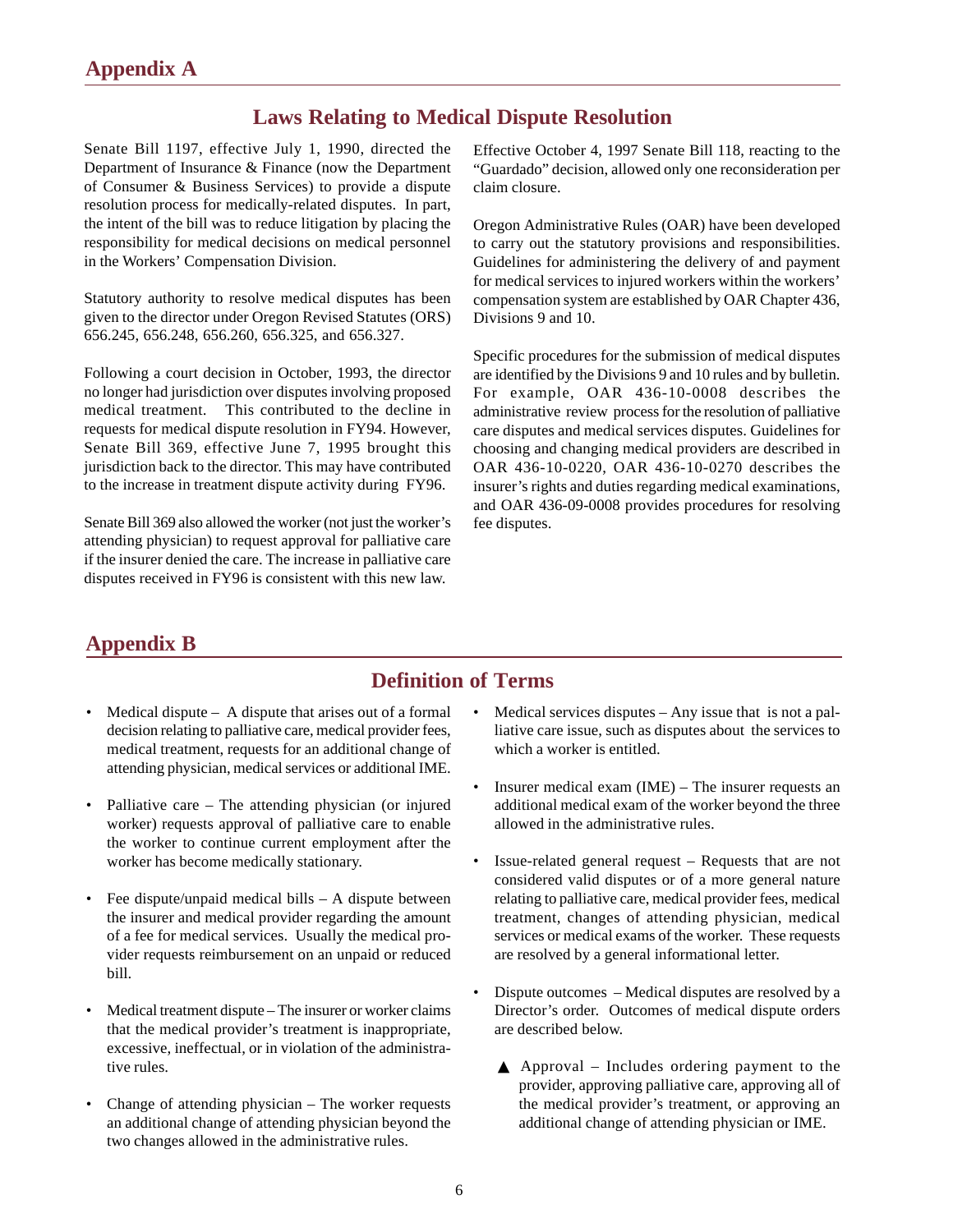# Appendix A

## Laws Relating to Medical Dispute Resolution

Senate Bill 1197, effective July 1, 1990, directed the Department of Insurance & Finance (now the Department of Consumer & Business Services) to provide a dispute resolution process for medically-related disputes. In part, the intent of the bill was to reduce litigation by placing the responsibility for medical decisions on medical personnel in the Workers' Compensation Division.

Statutory authority to resolve medical disputes has been given to the director under Oregon Revised Statutes (ORS) 656.245, 656.248, 656.260, 656.325, and 656.327.

Following a court decision in October, 1993, the director no longer had jurisdiction over disputes involving proposed medical treatment. This contributed to the decline in requests for medical dispute resolution in FY94. However, Senate Bill 369, effective June 7, 1995 brought this jurisdiction back to the director. This may have contributed to the increase in treatment dispute activity during FY96.

Senate Bill 369 also allowed the worker (not just the worker's attending physician) to request approval for palliative care if the insurer denied the care. The increase in palliative care disputes received in FY96 is consistent with this new law.

Effective October 4, 1997 Senate Bill 118, reacting to the "Guardado" decision, allowed only one reconsideration per claim closure.

Oregon Administrative Rules (OAR) have been developed to carry out the statutory provisions and responsibilities. Guidelines for administering the delivery of and payment for medical services to injured workers within the workers' compensation system are established by OAR Chapter 436, Divisions 9 and 10.

Specific procedures for the submission of medical disputes are identified by the Divisions 9 and 10 rules and by bulletin. For example, OAR 436-10-0008 describes the administrative review process for the resolution of palliative care disputes and medical services disputes. Guidelines for choosing and changing medical providers are described in OAR 436-10-0220, OAR 436-10-0270 describes the insurer's rights and duties regarding medical examinations, and OAR 436-09-0008 provides procedures for resolving fee disputes.

# Appendix B

## Definition of Terms

- Medical dispute – A dispute that arises out of a formal decision relating to palliative care, medical provider fees, medical treatment, requests for an additional change of attending physician, medical services or additional IME.
- Palliative care – The attending physician (or injured worker) requests approval of palliative care to enable the worker to continue current employment after the worker has become medically stationary.
- Fee dispute/unpaid medical bills – A dispute between the insurer and medical provider regarding the amount of a fee for medical services. Usually the medical provider requests reimbursement on an unpaid or reduced bill.
- Medical treatment dispute – The insurer or worker claims that the medical provider's treatment is inappropriate, excessive, ineffectual, or in violation of the administrative rules.
- Change of attending physician – The worker requests an additional change of attending physician beyond the two changes allowed in the administrative rules.
- Medical services disputes – Any issue that is not a palliative care issue, such as disputes about the services to which a worker is entitled.
- Insurer medical exam (IME) – The insurer requests an additional medical exam of the worker beyond the three allowed in the administrative rules.
- Issue-related general request – Requests that are not considered valid disputes or of a more general nature relating to palliative care, medical provider fees, medical treatment, changes of attending physician, medical services or medical exams of the worker. These requests are resolved by a general informational letter.
- Dispute outcomes – Medical disputes are resolved by a Director's order. Outcomes of medical dispute orders are described below.
  - ▲ Approval – Includes ordering payment to the provider, approving palliative care, approving all of the medical provider's treatment, or approving an additional change of attending physician or IME.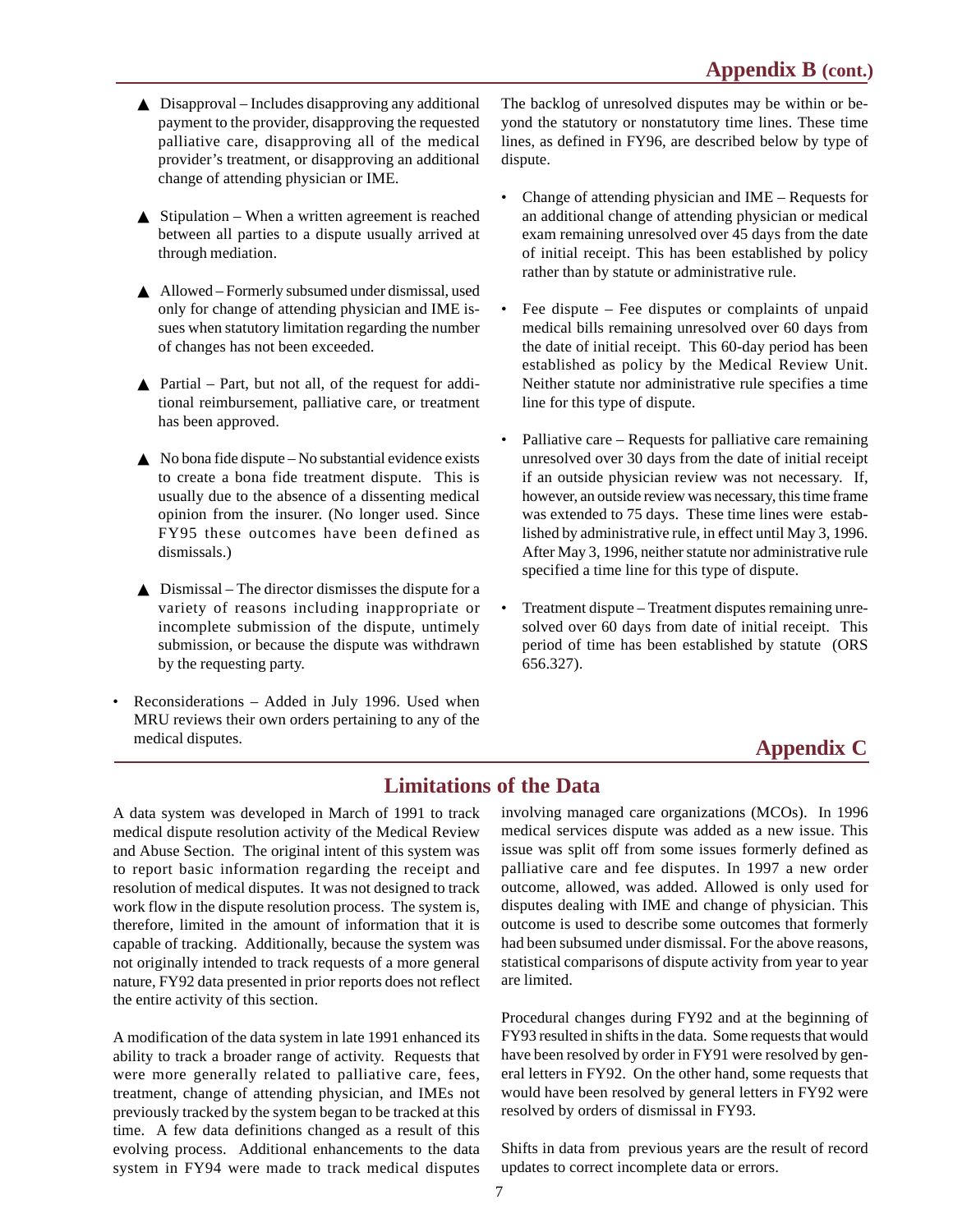## Appendix B (cont.)

- ▲ Disapproval – Includes disapproving any additional payment to the provider, disapproving the requested palliative care, disapproving all of the medical provider's treatment, or disapproving an additional change of attending physician or IME.
- ▲ Stipulation – When a written agreement is reached between all parties to a dispute usually arrived at through mediation.
- ▲ Allowed – Formerly subsumed under dismissal, used only for change of attending physician and IME issues when statutory limitation regarding the number of changes has not been exceeded.
- ▲ Partial – Part, but not all, of the request for additional reimbursement, palliative care, or treatment has been approved.
- ▲ No bona fide dispute – No substantial evidence exists to create a bona fide treatment dispute. This is usually due to the absence of a dissenting medical opinion from the insurer. (No longer used. Since FY95 these outcomes have been defined as dismissals.)
- ▲ Dismissal – The director dismisses the dispute for a variety of reasons including inappropriate or incomplete submission of the dispute, untimely submission, or because the dispute was withdrawn by the requesting party.

- Reconsiderations – Added in July 1996. Used when MRU reviews their own orders pertaining to any of the medical disputes.

The backlog of unresolved disputes may be within or beyond the statutory or nonstatutory time lines. These time lines, as defined in FY96, are described below by type of dispute.

- Change of attending physician and IME – Requests for an additional change of attending physician or medical exam remaining unresolved over 45 days from the date of initial receipt. This has been established by policy rather than by statute or administrative rule.
- Fee dispute – Fee disputes or complaints of unpaid medical bills remaining unresolved over 60 days from the date of initial receipt. This 60-day period has been established as policy by the Medical Review Unit. Neither statute nor administrative rule specifies a time line for this type of dispute.
- Palliative care – Requests for palliative care remaining unresolved over 30 days from the date of initial receipt if an outside physician review was not necessary. If, however, an outside review was necessary, this time frame was extended to 75 days. These time lines were established by administrative rule, in effect until May 3, 1996. After May 3, 1996, neither statute nor administrative rule specified a time line for this type of dispute.
- Treatment dispute – Treatment disputes remaining unresolved over 60 days from date of initial receipt. This period of time has been established by statute (ORS 656.327).

## Appendix C

## Limitations of the Data

A data system was developed in March of 1991 to track medical dispute resolution activity of the Medical Review and Abuse Section. The original intent of this system was to report basic information regarding the receipt and resolution of medical disputes. It was not designed to track work flow in the dispute resolution process. The system is, therefore, limited in the amount of information that it is capable of tracking. Additionally, because the system was not originally intended to track requests of a more general nature, FY92 data presented in prior reports does not reflect the entire activity of this section.

A modification of the data system in late 1991 enhanced its ability to track a broader range of activity. Requests that were more generally related to palliative care, fees, treatment, change of attending physician, and IMEs not previously tracked by the system began to be tracked at this time. A few data definitions changed as a result of this evolving process. Additional enhancements to the data system in FY94 were made to track medical disputes involving managed care organizations (MCOs). In 1996 medical services dispute was added as a new issue. This issue was split off from some issues formerly defined as palliative care and fee disputes. In 1997 a new order outcome, allowed, was added. Allowed is only used for disputes dealing with IME and change of physician. This outcome is used to describe some outcomes that formerly had been subsumed under dismissal. For the above reasons, statistical comparisons of dispute activity from year to year are limited.

Procedural changes during FY92 and at the beginning of FY93 resulted in shifts in the data. Some requests that would have been resolved by order in FY91 were resolved by general letters in FY92. On the other hand, some requests that would have been resolved by general letters in FY92 were resolved by orders of dismissal in FY93.

Shifts in data from previous years are the result of record updates to correct incomplete data or errors.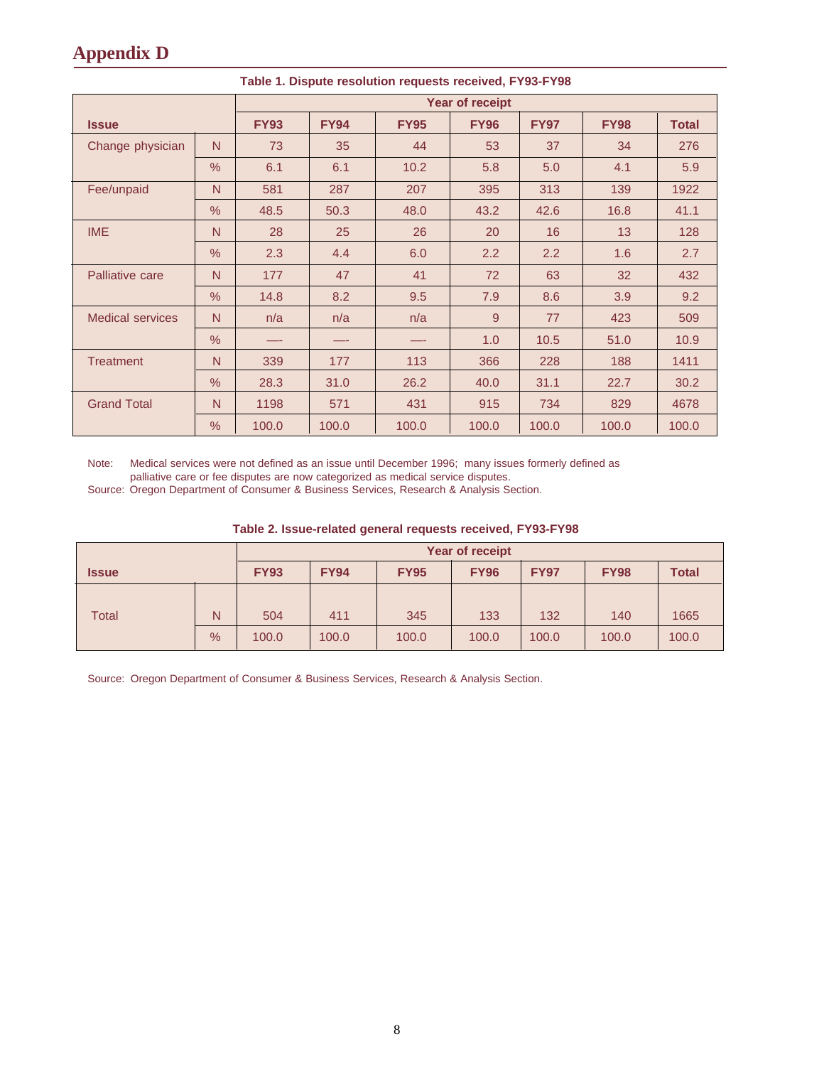# Appendix D

**Table 1. Dispute resolution requests received, FY93-FY98**

| Issue | | Year of receipt | | | | | | |
|---|---|---|---|---|---|---|---|---|
| | | **FY93** | **FY94** | **FY95** | **FY96** | **FY97** | **FY98** | **Total** |
| Change physician | N | 73 | 35 | 44 | 53 | 37 | 34 | 276 |
| | % | 6.1 | 6.1 | 10.2 | 5.8 | 5.0 | 4.1 | 5.9 |
| Fee/unpaid | N | 581 | 287 | 207 | 395 | 313 | 139 | 1922 |
| | % | 48.5 | 50.3 | 48.0 | 43.2 | 42.6 | 16.8 | 41.1 |
| IME | N | 28 | 25 | 26 | 20 | 16 | 13 | 128 |
| | % | 2.3 | 4.4 | 6.0 | 2.2 | 2.2 | 1.6 | 2.7 |
| Palliative care | N | 177 | 47 | 41 | 72 | 63 | 32 | 432 |
| | % | 14.8 | 8.2 | 9.5 | 7.9 | 8.6 | 3.9 | 9.2 |
| Medical services | N | n/a | n/a | n/a | 9 | 77 | 423 | 509 |
| | % | — | — | — | 1.0 | 10.5 | 51.0 | 10.9 |
| Treatment | N | 339 | 177 | 113 | 366 | 228 | 188 | 1411 |
| | % | 28.3 | 31.0 | 26.2 | 40.0 | 31.1 | 22.7 | 30.2 |
| Grand Total | N | 1198 | 571 | 431 | 915 | 734 | 829 | 4678 |
| | % | 100.0 | 100.0 | 100.0 | 100.0 | 100.0 | 100.0 | 100.0 |

Note: Medical services were not defined as an issue until December 1996; many issues formerly defined as palliative care or fee disputes are now categorized as medical service disputes.

Source: Oregon Department of Consumer & Business Services, Research & Analysis Section.

**Table 2. Issue-related general requests received, FY93-FY98**

| Issue | | Year of receipt | | | | | | |
|---|---|---|---|---|---|---|---|---|
| | | **FY93** | **FY94** | **FY95** | **FY96** | **FY97** | **FY98** | **Total** |
| Total | N | 504 | 411 | 345 | 133 | 132 | 140 | 1665 |
| | % | 100.0 | 100.0 | 100.0 | 100.0 | 100.0 | 100.0 | 100.0 |

Source: Oregon Department of Consumer & Business Services, Research & Analysis Section.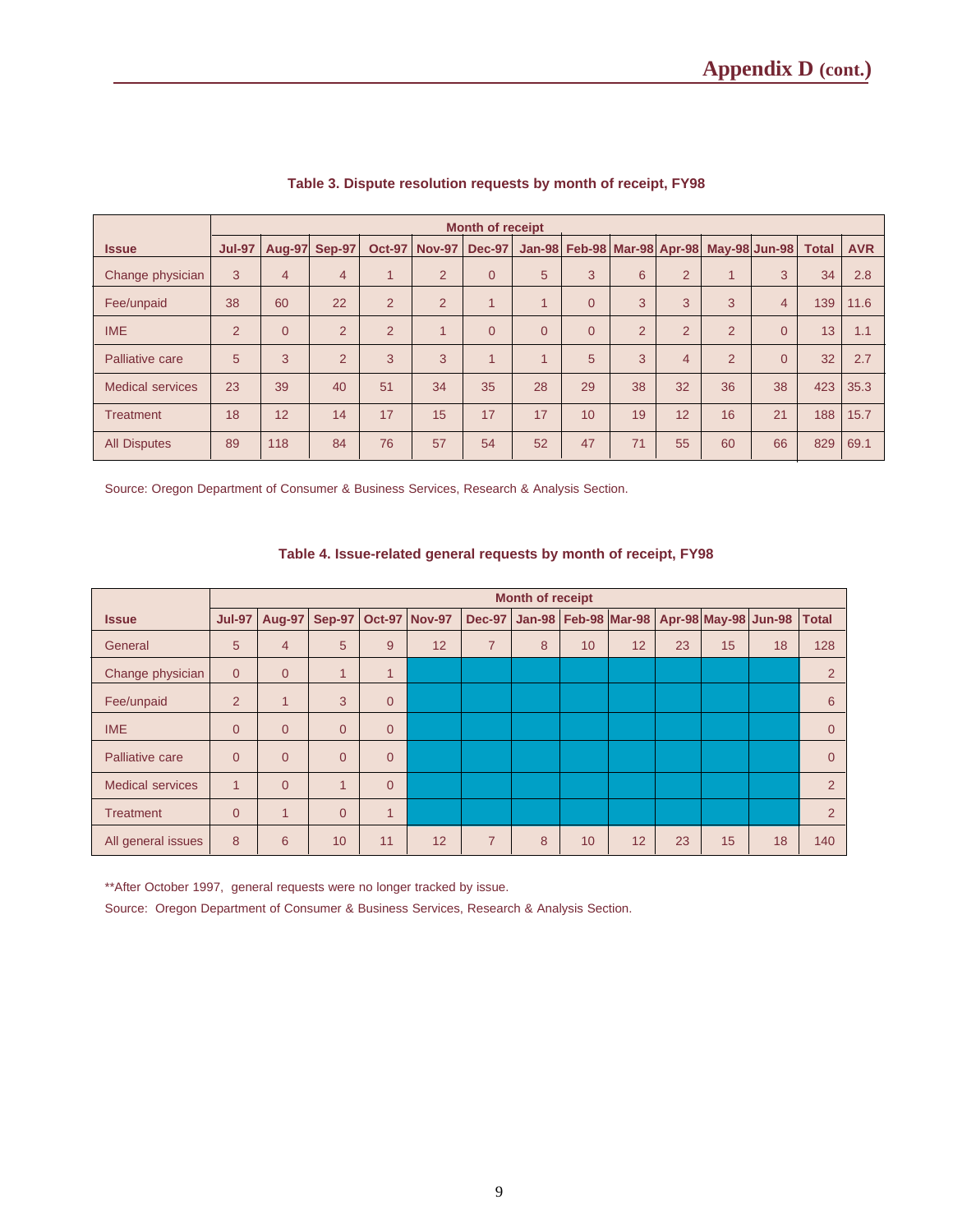## Appendix D (cont.)

**Table 3. Dispute resolution requests by month of receipt, FY98**

| | Month of receipt | | | | | | | | | | | | | |
|---|---|---|---|---|---|---|---|---|---|---|---|---|---|---|
| **Issue** | **Jul-97** | **Aug-97** | **Sep-97** | **Oct-97** | **Nov-97** | **Dec-97** | **Jan-98** | **Feb-98** | **Mar-98** | **Apr-98** | **May-98** | **Jun-98** | **Total** | **AVR** |
| Change physician | 3 | 4 | 4 | 1 | 2 | 0 | 5 | 3 | 6 | 2 | 1 | 3 | 34 | 2.8 |
| Fee/unpaid | 38 | 60 | 22 | 2 | 2 | 1 | 1 | 0 | 3 | 3 | 3 | 4 | 139 | 11.6 |
| IME | 2 | 0 | 2 | 2 | 1 | 0 | 0 | 0 | 2 | 2 | 2 | 0 | 13 | 1.1 |
| Palliative care | 5 | 3 | 2 | 3 | 3 | 1 | 1 | 5 | 3 | 4 | 2 | 0 | 32 | 2.7 |
| Medical services | 23 | 39 | 40 | 51 | 34 | 35 | 28 | 29 | 38 | 32 | 36 | 38 | 423 | 35.3 |
| Treatment | 18 | 12 | 14 | 17 | 15 | 17 | 17 | 10 | 19 | 12 | 16 | 21 | 188 | 15.7 |
| All Disputes | 89 | 118 | 84 | 76 | 57 | 54 | 52 | 47 | 71 | 55 | 60 | 66 | 829 | 69.1 |

Source: Oregon Department of Consumer & Business Services, Research & Analysis Section.

**Table 4. Issue-related general requests by month of receipt, FY98**

| | Month of receipt | | | | | | | | | | | | |
|---|---|---|---|---|---|---|---|---|---|---|---|---|---|
| **Issue** | **Jul-97** | **Aug-97** | **Sep-97** | **Oct-97** | **Nov-97** | **Dec-97** | **Jan-98** | **Feb-98** | **Mar-98** | **Apr-98** | **May-98** | **Jun-98** | **Total** |
| General | 5 | 4 | 5 | 9 | 12 | 7 | 8 | 10 | 12 | 23 | 15 | 18 | 128 |
| Change physician | 0 | 0 | 1 | 1 | | | | | | | | | 2 |
| Fee/unpaid | 2 | 1 | 3 | 0 | | | | | | | | | 6 |
| IME | 0 | 0 | 0 | 0 | | | | | | | | | 0 |
| Palliative care | 0 | 0 | 0 | 0 | | | | | | | | | 0 |
| Medical services | 1 | 0 | 1 | 0 | | | | | | | | | 2 |
| Treatment | 0 | 1 | 0 | 1 | | | | | | | | | 2 |
| All general issues | 8 | 6 | 10 | 11 | 12 | 7 | 8 | 10 | 12 | 23 | 15 | 18 | 140 |

**After October 1997, general requests were no longer tracked by issue.

Source: Oregon Department of Consumer & Business Services, Research & Analysis Section.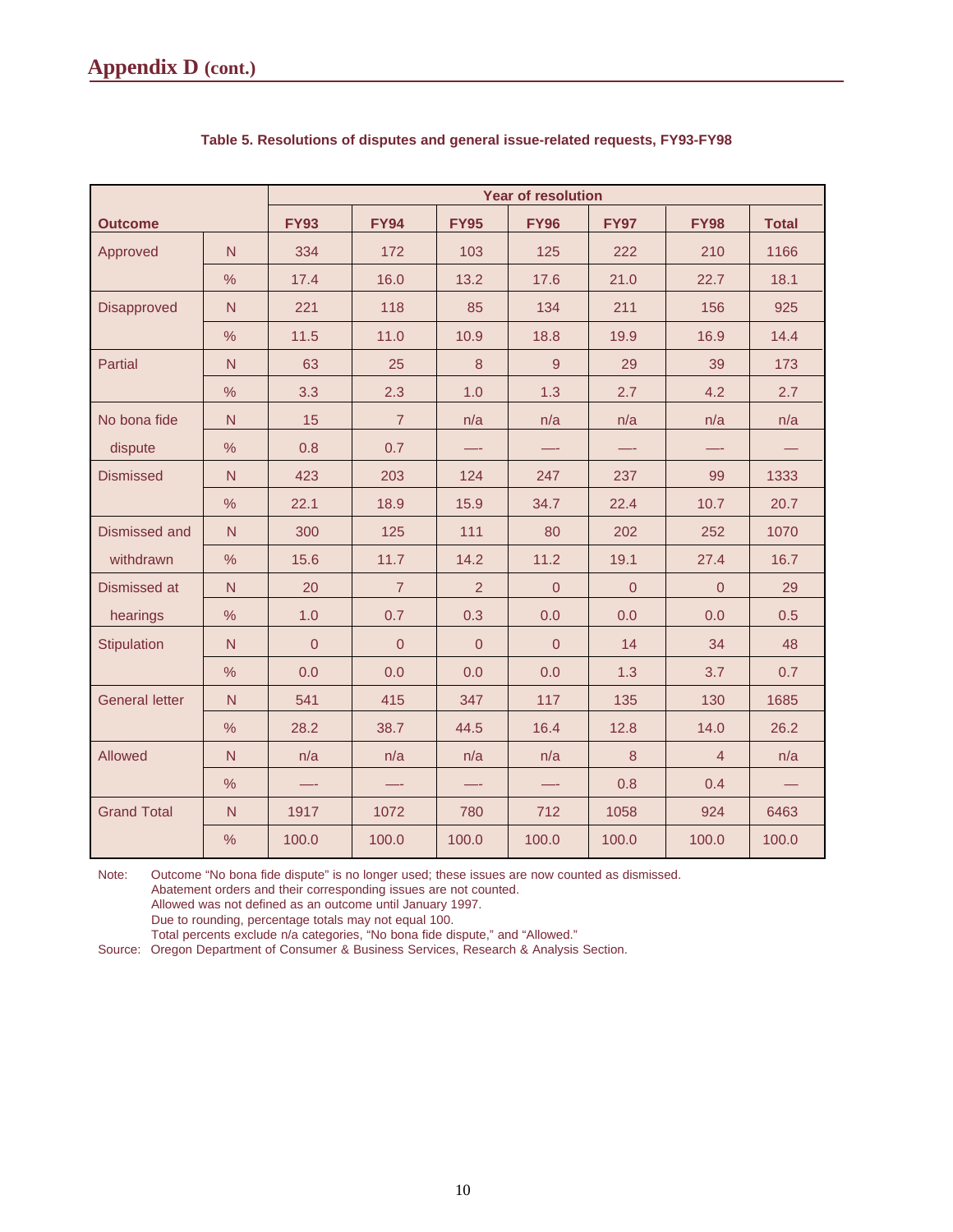# Appendix D (cont.)

**Table 5. Resolutions of disputes and general issue-related requests, FY93-FY98**

| Outcome | | Year of resolution | | | | | | |
|---|---|---|---|---|---|---|---|---|
| | | **FY93** | **FY94** | **FY95** | **FY96** | **FY97** | **FY98** | **Total** |
| Approved | N | 334 | 172 | 103 | 125 | 222 | 210 | 1166 |
| | % | 17.4 | 16.0 | 13.2 | 17.6 | 21.0 | 22.7 | 18.1 |
| Disapproved | N | 221 | 118 | 85 | 134 | 211 | 156 | 925 |
| | % | 11.5 | 11.0 | 10.9 | 18.8 | 19.9 | 16.9 | 14.4 |
| Partial | N | 63 | 25 | 8 | 9 | 29 | 39 | 173 |
| | % | 3.3 | 2.3 | 1.0 | 1.3 | 2.7 | 4.2 | 2.7 |
| No bona fide dispute | N | 15 | 7 | n/a | n/a | n/a | n/a | n/a |
| | % | 0.8 | 0.7 | — | — | — | — | — |
| Dismissed | N | 423 | 203 | 124 | 247 | 237 | 99 | 1333 |
| | % | 22.1 | 18.9 | 15.9 | 34.7 | 22.4 | 10.7 | 20.7 |
| Dismissed and withdrawn | N | 300 | 125 | 111 | 80 | 202 | 252 | 1070 |
| | % | 15.6 | 11.7 | 14.2 | 11.2 | 19.1 | 27.4 | 16.7 |
| Dismissed at hearings | N | 20 | 7 | 2 | 0 | 0 | 0 | 29 |
| | % | 1.0 | 0.7 | 0.3 | 0.0 | 0.0 | 0.0 | 0.5 |
| Stipulation | N | 0 | 0 | 0 | 0 | 14 | 34 | 48 |
| | % | 0.0 | 0.0 | 0.0 | 0.0 | 1.3 | 3.7 | 0.7 |
| General letter | N | 541 | 415 | 347 | 117 | 135 | 130 | 1685 |
| | % | 28.2 | 38.7 | 44.5 | 16.4 | 12.8 | 14.0 | 26.2 |
| Allowed | N | n/a | n/a | n/a | n/a | 8 | 4 | n/a |
| | % | — | — | — | — | 0.8 | 0.4 | — |
| Grand Total | N | 1917 | 1072 | 780 | 712 | 1058 | 924 | 6463 |
| | % | 100.0 | 100.0 | 100.0 | 100.0 | 100.0 | 100.0 | 100.0 |

Note: Outcome "No bona fide dispute" is no longer used; these issues are now counted as dismissed.
Abatement orders and their corresponding issues are not counted.
Allowed was not defined as an outcome until January 1997.
Due to rounding, percentage totals may not equal 100.
Total percents exclude n/a categories, "No bona fide dispute," and "Allowed."

Source: Oregon Department of Consumer & Business Services, Research & Analysis Section.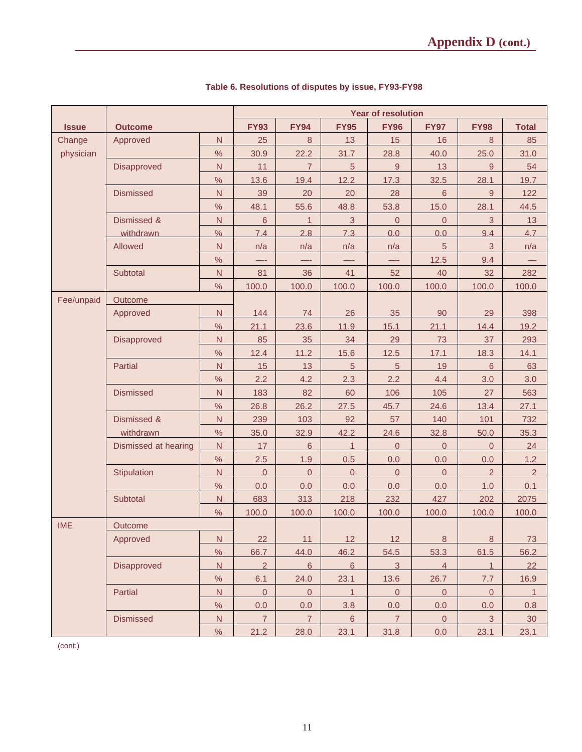### Table 6. Resolutions of disputes by issue, FY93-FY98

| Issue | Outcome | | Year of resolution | | | | | | |
|---|---|---|---|---|---|---|---|---|---|
| | | | FY93 | FY94 | FY95 | FY96 | FY97 | FY98 | Total |
| Change physician | Approved | N | 25 | 8 | 13 | 15 | 16 | 8 | 85 |
| | | % | 30.9 | 22.2 | 31.7 | 28.8 | 40.0 | 25.0 | 31.0 |
| | Disapproved | N | 11 | 7 | 5 | 9 | 13 | 9 | 54 |
| | | % | 13.6 | 19.4 | 12.2 | 17.3 | 32.5 | 28.1 | 19.7 |
| | Dismissed | N | 39 | 20 | 20 | 28 | 6 | 9 | 122 |
| | | % | 48.1 | 55.6 | 48.8 | 53.8 | 15.0 | 28.1 | 44.5 |
| | Dismissed & withdrawn | N | 6 | 1 | 3 | 0 | 0 | 3 | 13 |
| | | % | 7.4 | 2.8 | 7.3 | 0.0 | 0.0 | 9.4 | 4.7 |
| | Allowed | N | n/a | n/a | n/a | n/a | 5 | 3 | n/a |
| | | % | —- | —- | —- | —- | 12.5 | 9.4 | — |
| | Subtotal | N | 81 | 36 | 41 | 52 | 40 | 32 | 282 |
| | | % | 100.0 | 100.0 | 100.0 | 100.0 | 100.0 | 100.0 | 100.0 |
| Fee/unpaid | Outcome | | | | | | | | |
| | Approved | N | 144 | 74 | 26 | 35 | 90 | 29 | 398 |
| | | % | 21.1 | 23.6 | 11.9 | 15.1 | 21.1 | 14.4 | 19.2 |
| | Disapproved | N | 85 | 35 | 34 | 29 | 73 | 37 | 293 |
| | | % | 12.4 | 11.2 | 15.6 | 12.5 | 17.1 | 18.3 | 14.1 |
| | Partial | N | 15 | 13 | 5 | 5 | 19 | 6 | 63 |
| | | % | 2.2 | 4.2 | 2.3 | 2.2 | 4.4 | 3.0 | 3.0 |
| | Dismissed | N | 183 | 82 | 60 | 106 | 105 | 27 | 563 |
| | | % | 26.8 | 26.2 | 27.5 | 45.7 | 24.6 | 13.4 | 27.1 |
| | Dismissed & withdrawn | N | 239 | 103 | 92 | 57 | 140 | 101 | 732 |
| | | % | 35.0 | 32.9 | 42.2 | 24.6 | 32.8 | 50.0 | 35.3 |
| | Dismissed at hearing | N | 17 | 6 | 1 | 0 | 0 | 0 | 24 |
| | | % | 2.5 | 1.9 | 0.5 | 0.0 | 0.0 | 0.0 | 1.2 |
| | Stipulation | N | 0 | 0 | 0 | 0 | 0 | 2 | 2 |
| | | % | 0.0 | 0.0 | 0.0 | 0.0 | 0.0 | 1.0 | 0.1 |
| | Subtotal | N | 683 | 313 | 218 | 232 | 427 | 202 | 2075 |
| | | % | 100.0 | 100.0 | 100.0 | 100.0 | 100.0 | 100.0 | 100.0 |
| IME | Outcome | | | | | | | | |
| | Approved | N | 22 | 11 | 12 | 12 | 8 | 8 | 73 |
| | | % | 66.7 | 44.0 | 46.2 | 54.5 | 53.3 | 61.5 | 56.2 |
| | Disapproved | N | 2 | 6 | 6 | 3 | 4 | 1 | 22 |
| | | % | 6.1 | 24.0 | 23.1 | 13.6 | 26.7 | 7.7 | 16.9 |
| | Partial | N | 0 | 0 | 1 | 0 | 0 | 0 | 1 |
| | | % | 0.0 | 0.0 | 3.8 | 0.0 | 0.0 | 0.0 | 0.8 |
| | Dismissed | N | 7 | 7 | 6 | 7 | 0 | 3 | 30 |
| | | % | 21.2 | 28.0 | 23.1 | 31.8 | 0.0 | 23.1 | 23.1 |

(cont.)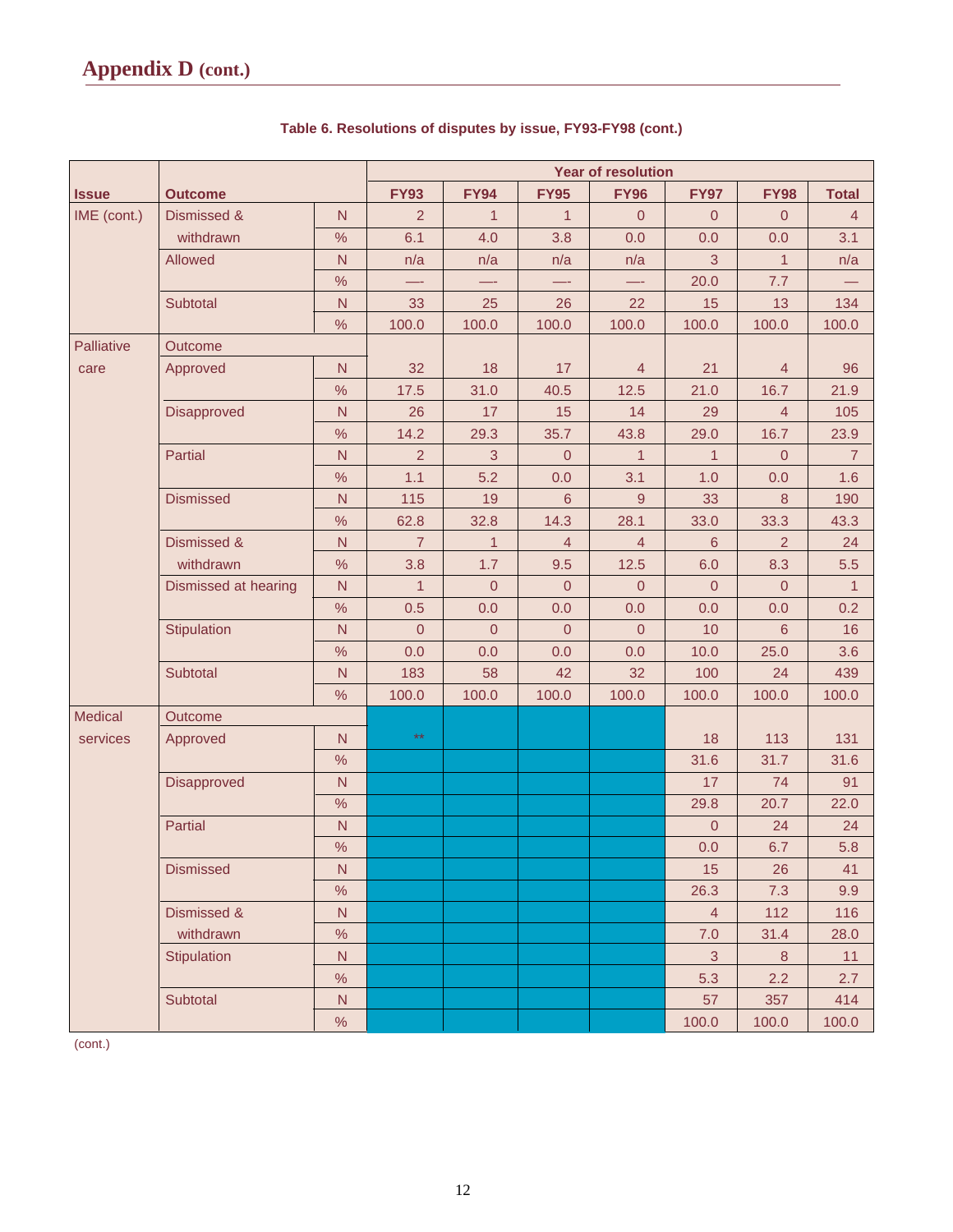# Appendix D (cont.)

**Table 6. Resolutions of disputes by issue, FY93-FY98 (cont.)**

| Issue | Outcome | | Year of resolution | | | | | | |
|---|---|---|---|---|---|---|---|---|---|
| | | | FY93 | FY94 | FY95 | FY96 | FY97 | FY98 | Total |
| IME (cont.) | Dismissed & withdrawn | N | 2 | 1 | 1 | 0 | 0 | 0 | 4 |
| | | % | 6.1 | 4.0 | 3.8 | 0.0 | 0.0 | 0.0 | 3.1 |
| | Allowed | N | n/a | n/a | n/a | n/a | 3 | 1 | n/a |
| | | % | —- | —- | —- | —- | 20.0 | 7.7 | — |
| | Subtotal | N | 33 | 25 | 26 | 22 | 15 | 13 | 134 |
| | | % | 100.0 | 100.0 | 100.0 | 100.0 | 100.0 | 100.0 | 100.0 |
| Palliative care | Outcome | | | | | | | | |
| | Approved | N | 32 | 18 | 17 | 4 | 21 | 4 | 96 |
| | | % | 17.5 | 31.0 | 40.5 | 12.5 | 21.0 | 16.7 | 21.9 |
| | Disapproved | N | 26 | 17 | 15 | 14 | 29 | 4 | 105 |
| | | % | 14.2 | 29.3 | 35.7 | 43.8 | 29.0 | 16.7 | 23.9 |
| | Partial | N | 2 | 3 | 0 | 1 | 1 | 0 | 7 |
| | | % | 1.1 | 5.2 | 0.0 | 3.1 | 1.0 | 0.0 | 1.6 |
| | Dismissed | N | 115 | 19 | 6 | 9 | 33 | 8 | 190 |
| | | % | 62.8 | 32.8 | 14.3 | 28.1 | 33.0 | 33.3 | 43.3 |
| | Dismissed & withdrawn | N | 7 | 1 | 4 | 4 | 6 | 2 | 24 |
| | | % | 3.8 | 1.7 | 9.5 | 12.5 | 6.0 | 8.3 | 5.5 |
| | Dismissed at hearing | N | 1 | 0 | 0 | 0 | 0 | 0 | 1 |
| | | % | 0.5 | 0.0 | 0.0 | 0.0 | 0.0 | 0.0 | 0.2 |
| | Stipulation | N | 0 | 0 | 0 | 0 | 10 | 6 | 16 |
| | | % | 0.0 | 0.0 | 0.0 | 0.0 | 10.0 | 25.0 | 3.6 |
| | Subtotal | N | 183 | 58 | 42 | 32 | 100 | 24 | 439 |
| | | % | 100.0 | 100.0 | 100.0 | 100.0 | 100.0 | 100.0 | 100.0 |
| Medical services | Outcome | | | | | | | | |
| | Approved | N | ** | | | | 18 | 113 | 131 |
| | | % | | | | | 31.6 | 31.7 | 31.6 |
| | Disapproved | N | | | | | 17 | 74 | 91 |
| | | % | | | | | 29.8 | 20.7 | 22.0 |
| | Partial | N | | | | | 0 | 24 | 24 |
| | | % | | | | | 0.0 | 6.7 | 5.8 |
| | Dismissed | N | | | | | 15 | 26 | 41 |
| | | % | | | | | 26.3 | 7.3 | 9.9 |
| | Dismissed & withdrawn | N | | | | | 4 | 112 | 116 |
| | | % | | | | | 7.0 | 31.4 | 28.0 |
| | Stipulation | N | | | | | 3 | 8 | 11 |
| | | % | | | | | 5.3 | 2.2 | 2.7 |
| | Subtotal | N | | | | | 57 | 357 | 414 |
| | | % | | | | | 100.0 | 100.0 | 100.0 |

(cont.)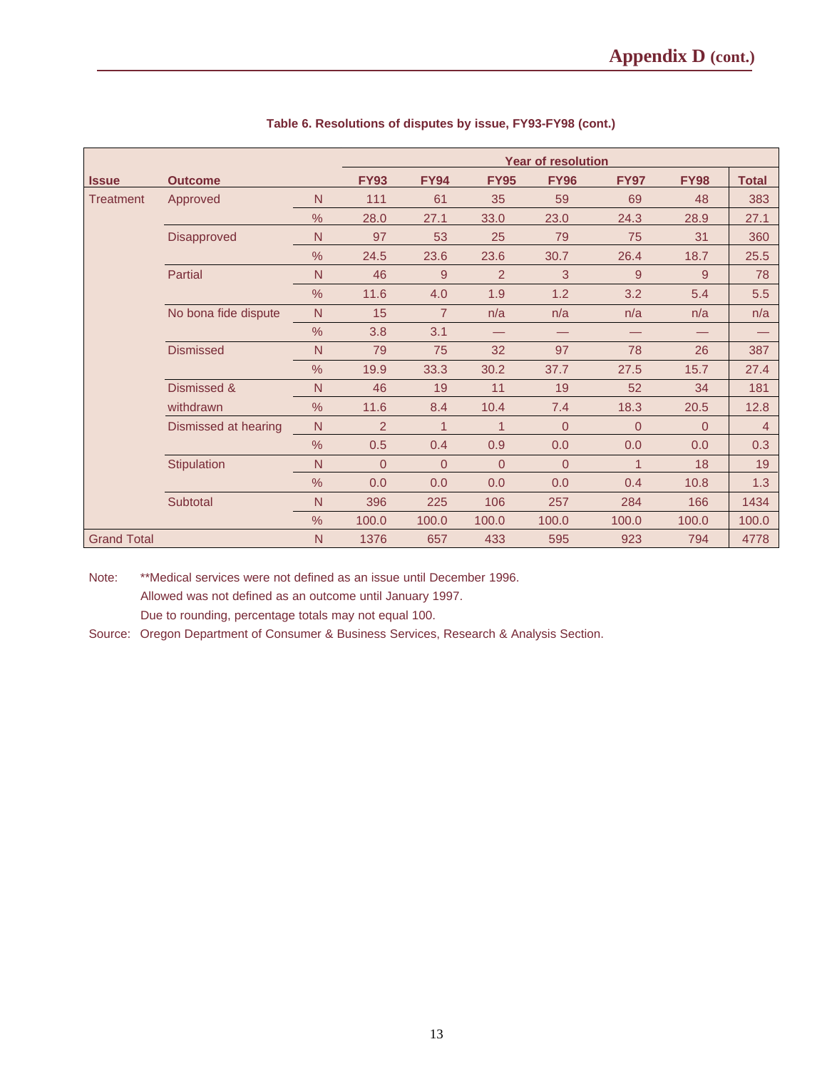### Table 6. Resolutions of disputes by issue, FY93-FY98 (cont.)

| Issue | Outcome | | Year of resolution | | | | | | |
|---|---|---|---|---|---|---|---|---|---|
| | | | FY93 | FY94 | FY95 | FY96 | FY97 | FY98 | Total |
| Treatment | Approved | N | 111 | 61 | 35 | 59 | 69 | 48 | 383 |
| | | % | 28.0 | 27.1 | 33.0 | 23.0 | 24.3 | 28.9 | 27.1 |
| | Disapproved | N | 97 | 53 | 25 | 79 | 75 | 31 | 360 |
| | | % | 24.5 | 23.6 | 23.6 | 30.7 | 26.4 | 18.7 | 25.5 |
| | Partial | N | 46 | 9 | 2 | 3 | 9 | 9 | 78 |
| | | % | 11.6 | 4.0 | 1.9 | 1.2 | 3.2 | 5.4 | 5.5 |
| | No bona fide dispute | N | 15 | 7 | n/a | n/a | n/a | n/a | n/a |
| | | % | 3.8 | 3.1 | — | — | — | — | — |
| | Dismissed | N | 79 | 75 | 32 | 97 | 78 | 26 | 387 |
| | | % | 19.9 | 33.3 | 30.2 | 37.7 | 27.5 | 15.7 | 27.4 |
| | Dismissed & withdrawn | N | 46 | 19 | 11 | 19 | 52 | 34 | 181 |
| | | % | 11.6 | 8.4 | 10.4 | 7.4 | 18.3 | 20.5 | 12.8 |
| | Dismissed at hearing | N | 2 | 1 | 1 | 0 | 0 | 0 | 4 |
| | | % | 0.5 | 0.4 | 0.9 | 0.0 | 0.0 | 0.0 | 0.3 |
| | Stipulation | N | 0 | 0 | 0 | 0 | 1 | 18 | 19 |
| | | % | 0.0 | 0.0 | 0.0 | 0.0 | 0.4 | 10.8 | 1.3 |
| | Subtotal | N | 396 | 225 | 106 | 257 | 284 | 166 | 1434 |
| | | % | 100.0 | 100.0 | 100.0 | 100.0 | 100.0 | 100.0 | 100.0 |
| Grand Total | | N | 1376 | 657 | 433 | 595 | 923 | 794 | 4778 |

Note: **Medical services were not defined as an issue until December 1996.
Allowed was not defined as an outcome until January 1997.
Due to rounding, percentage totals may not equal 100.

Source: Oregon Department of Consumer & Business Services, Research & Analysis Section.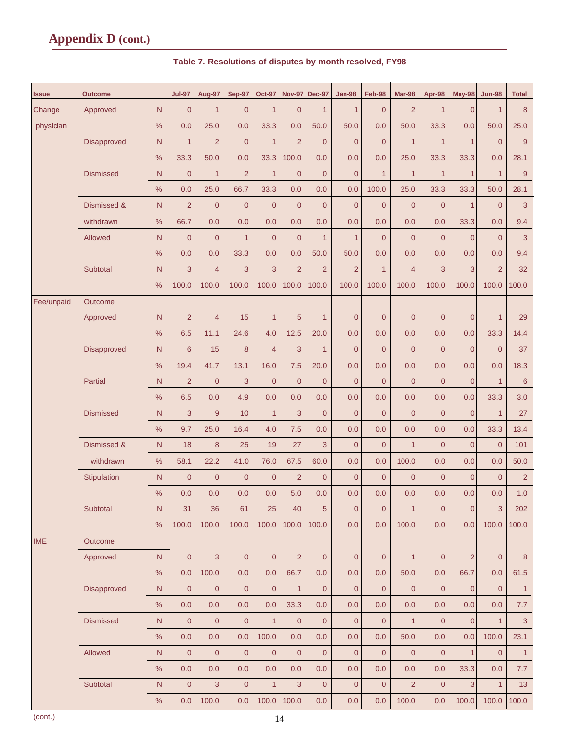# Appendix D (cont.)

**Table 7. Resolutions of disputes by month resolved, FY98**

| Issue | Outcome | | Jul-97 | Aug-97 | Sep-97 | Oct-97 | Nov-97 | Dec-97 | Jan-98 | Feb-98 | Mar-98 | Apr-98 | May-98 | Jun-98 | Total |
|---|---|---|---|---|---|---|---|---|---|---|---|---|---|---|---|
| Change physician | Approved | N | 0 | 1 | 0 | 1 | 0 | 1 | 1 | 0 | 2 | 1 | 0 | 1 | 8 |
| | | % | 0.0 | 25.0 | 0.0 | 33.3 | 0.0 | 50.0 | 50.0 | 0.0 | 50.0 | 33.3 | 0.0 | 50.0 | 25.0 |
| | Disapproved | N | 1 | 2 | 0 | 1 | 2 | 0 | 0 | 0 | 1 | 1 | 1 | 0 | 9 |
| | | % | 33.3 | 50.0 | 0.0 | 33.3 | 100.0 | 0.0 | 0.0 | 0.0 | 25.0 | 33.3 | 33.3 | 0.0 | 28.1 |
| | Dismissed | N | 0 | 1 | 2 | 1 | 0 | 0 | 0 | 1 | 1 | 1 | 1 | 1 | 9 |
| | | % | 0.0 | 25.0 | 66.7 | 33.3 | 0.0 | 0.0 | 0.0 | 100.0 | 25.0 | 33.3 | 33.3 | 50.0 | 28.1 |
| | Dismissed & withdrawn | N | 2 | 0 | 0 | 0 | 0 | 0 | 0 | 0 | 0 | 0 | 1 | 0 | 3 |
| | | % | 66.7 | 0.0 | 0.0 | 0.0 | 0.0 | 0.0 | 0.0 | 0.0 | 0.0 | 0.0 | 33.3 | 0.0 | 9.4 |
| | Allowed | N | 0 | 0 | 1 | 0 | 0 | 1 | 1 | 0 | 0 | 0 | 0 | 0 | 3 |
| | | % | 0.0 | 0.0 | 33.3 | 0.0 | 0.0 | 50.0 | 50.0 | 0.0 | 0.0 | 0.0 | 0.0 | 0.0 | 9.4 |
| | Subtotal | N | 3 | 4 | 3 | 3 | 2 | 2 | 2 | 1 | 4 | 3 | 3 | 2 | 32 |
| | | % | 100.0 | 100.0 | 100.0 | 100.0 | 100.0 | 100.0 | 100.0 | 100.0 | 100.0 | 100.0 | 100.0 | 100.0 | 100.0 |
| Fee/unpaid | Outcome | | | | | | | | | | | | | | |
| | Approved | N | 2 | 4 | 15 | 1 | 5 | 1 | 0 | 0 | 0 | 0 | 0 | 1 | 29 |
| | | % | 6.5 | 11.1 | 24.6 | 4.0 | 12.5 | 20.0 | 0.0 | 0.0 | 0.0 | 0.0 | 0.0 | 33.3 | 14.4 |
| | Disapproved | N | 6 | 15 | 8 | 4 | 3 | 1 | 0 | 0 | 0 | 0 | 0 | 0 | 37 |
| | | % | 19.4 | 41.7 | 13.1 | 16.0 | 7.5 | 20.0 | 0.0 | 0.0 | 0.0 | 0.0 | 0.0 | 0.0 | 18.3 |
| | Partial | N | 2 | 0 | 3 | 0 | 0 | 0 | 0 | 0 | 0 | 0 | 0 | 1 | 6 |
| | | % | 6.5 | 0.0 | 4.9 | 0.0 | 0.0 | 0.0 | 0.0 | 0.0 | 0.0 | 0.0 | 0.0 | 33.3 | 3.0 |
| | Dismissed | N | 3 | 9 | 10 | 1 | 3 | 0 | 0 | 0 | 0 | 0 | 0 | 1 | 27 |
| | | % | 9.7 | 25.0 | 16.4 | 4.0 | 7.5 | 0.0 | 0.0 | 0.0 | 0.0 | 0.0 | 0.0 | 33.3 | 13.4 |
| | Dismissed & withdrawn | N | 18 | 8 | 25 | 19 | 27 | 3 | 0 | 0 | 1 | 0 | 0 | 0 | 101 |
| | | % | 58.1 | 22.2 | 41.0 | 76.0 | 67.5 | 60.0 | 0.0 | 0.0 | 100.0 | 0.0 | 0.0 | 0.0 | 50.0 |
| | Stipulation | N | 0 | 0 | 0 | 0 | 2 | 0 | 0 | 0 | 0 | 0 | 0 | 0 | 2 |
| | | % | 0.0 | 0.0 | 0.0 | 0.0 | 5.0 | 0.0 | 0.0 | 0.0 | 0.0 | 0.0 | 0.0 | 0.0 | 1.0 |
| | Subtotal | N | 31 | 36 | 61 | 25 | 40 | 5 | 0 | 0 | 1 | 0 | 0 | 3 | 202 |
| | | % | 100.0 | 100.0 | 100.0 | 100.0 | 100.0 | 100.0 | 0.0 | 0.0 | 100.0 | 0.0 | 0.0 | 100.0 | 100.0 |
| IME | Outcome | | | | | | | | | | | | | | |
| | Approved | N | 0 | 3 | 0 | 0 | 2 | 0 | 0 | 0 | 1 | 0 | 2 | 0 | 8 |
| | | % | 0.0 | 100.0 | 0.0 | 0.0 | 66.7 | 0.0 | 0.0 | 0.0 | 50.0 | 0.0 | 66.7 | 0.0 | 61.5 |
| | Disapproved | N | 0 | 0 | 0 | 0 | 1 | 0 | 0 | 0 | 0 | 0 | 0 | 0 | 1 |
| | | % | 0.0 | 0.0 | 0.0 | 0.0 | 33.3 | 0.0 | 0.0 | 0.0 | 0.0 | 0.0 | 0.0 | 0.0 | 7.7 |
| | Dismissed | N | 0 | 0 | 0 | 1 | 0 | 0 | 0 | 0 | 1 | 0 | 0 | 1 | 3 |
| | | % | 0.0 | 0.0 | 0.0 | 100.0 | 0.0 | 0.0 | 0.0 | 0.0 | 50.0 | 0.0 | 0.0 | 100.0 | 23.1 |
| | Allowed | N | 0 | 0 | 0 | 0 | 0 | 0 | 0 | 0 | 0 | 0 | 1 | 0 | 1 |
| | | % | 0.0 | 0.0 | 0.0 | 0.0 | 0.0 | 0.0 | 0.0 | 0.0 | 0.0 | 0.0 | 33.3 | 0.0 | 7.7 |
| | Subtotal | N | 0 | 3 | 0 | 1 | 3 | 0 | 0 | 0 | 2 | 0 | 3 | 1 | 13 |
| | | % | 0.0 | 100.0 | 0.0 | 100.0 | 100.0 | 0.0 | 0.0 | 0.0 | 100.0 | 0.0 | 100.0 | 100.0 | 100.0 |

(cont.)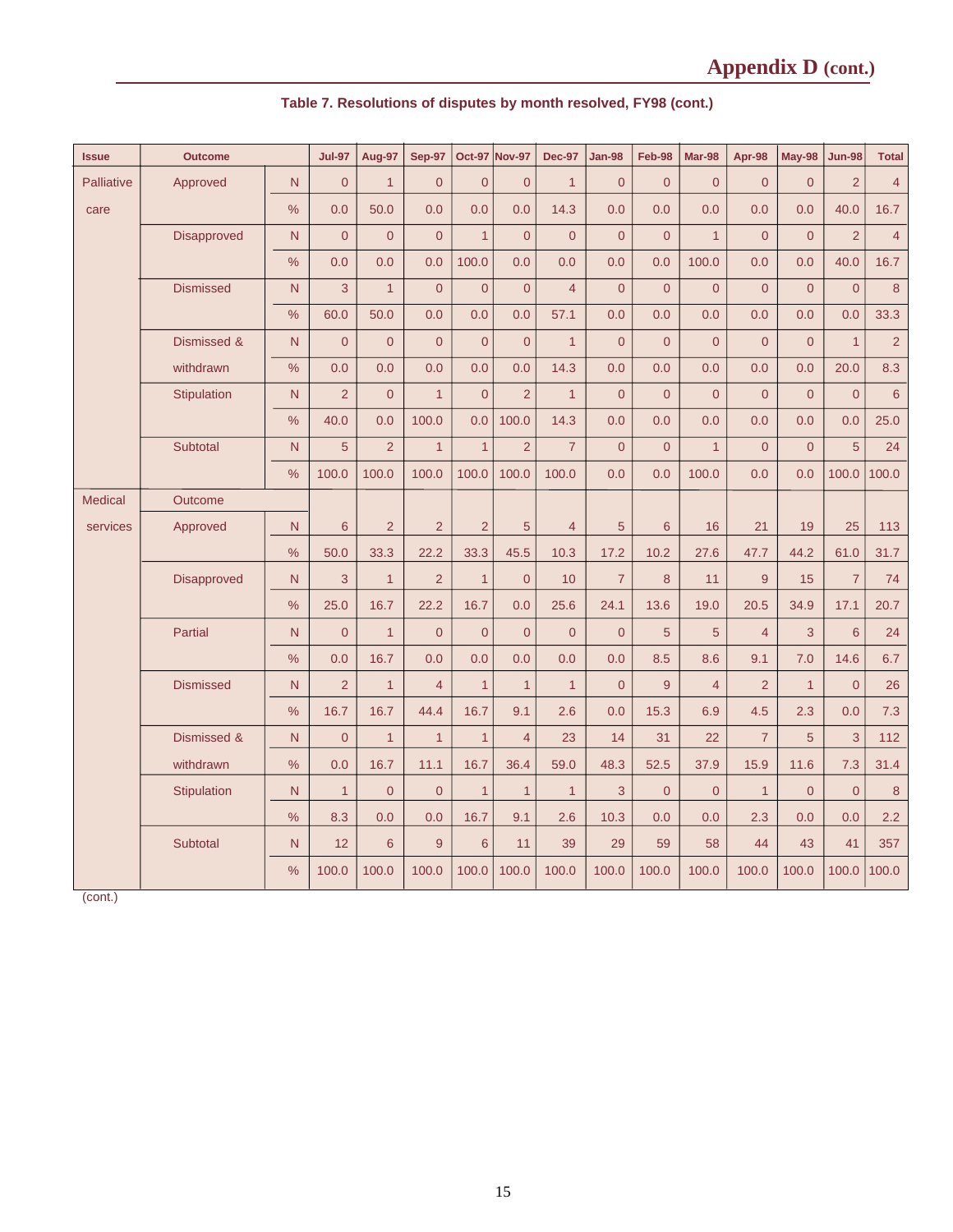# Appendix D (cont.)

**Table 7. Resolutions of disputes by month resolved, FY98 (cont.)**

| Issue | Outcome | | Jul-97 | Aug-97 | Sep-97 | Oct-97 | Nov-97 | Dec-97 | Jan-98 | Feb-98 | Mar-98 | Apr-98 | May-98 | Jun-98 | Total |
|---|---|---|---|---|---|---|---|---|---|---|---|---|---|---|---|
| Palliative care | Approved | N | 0 | 1 | 0 | 0 | 0 | 1 | 0 | 0 | 0 | 0 | 0 | 2 | 4 |
| | | % | 0.0 | 50.0 | 0.0 | 0.0 | 0.0 | 14.3 | 0.0 | 0.0 | 0.0 | 0.0 | 0.0 | 40.0 | 16.7 |
| | Disapproved | N | 0 | 0 | 0 | 1 | 0 | 0 | 0 | 0 | 1 | 0 | 0 | 2 | 4 |
| | | % | 0.0 | 0.0 | 0.0 | 100.0 | 0.0 | 0.0 | 0.0 | 0.0 | 100.0 | 0.0 | 0.0 | 40.0 | 16.7 |
| | Dismissed | N | 3 | 1 | 0 | 0 | 0 | 4 | 0 | 0 | 0 | 0 | 0 | 0 | 8 |
| | | % | 60.0 | 50.0 | 0.0 | 0.0 | 0.0 | 57.1 | 0.0 | 0.0 | 0.0 | 0.0 | 0.0 | 0.0 | 33.3 |
| | Dismissed & withdrawn | N | 0 | 0 | 0 | 0 | 0 | 1 | 0 | 0 | 0 | 0 | 0 | 1 | 2 |
| | | % | 0.0 | 0.0 | 0.0 | 0.0 | 0.0 | 14.3 | 0.0 | 0.0 | 0.0 | 0.0 | 0.0 | 20.0 | 8.3 |
| | Stipulation | N | 2 | 0 | 1 | 0 | 2 | 1 | 0 | 0 | 0 | 0 | 0 | 0 | 6 |
| | | % | 40.0 | 0.0 | 100.0 | 0.0 | 100.0 | 14.3 | 0.0 | 0.0 | 0.0 | 0.0 | 0.0 | 0.0 | 25.0 |
| | Subtotal | N | 5 | 2 | 1 | 1 | 2 | 7 | 0 | 0 | 1 | 0 | 0 | 5 | 24 |
| | | % | 100.0 | 100.0 | 100.0 | 100.0 | 100.0 | 100.0 | 0.0 | 0.0 | 100.0 | 0.0 | 0.0 | 100.0 | 100.0 |
| Medical services | Outcome | | | | | | | | | | | | | | |
| | Approved | N | 6 | 2 | 2 | 2 | 5 | 4 | 5 | 6 | 16 | 21 | 19 | 25 | 113 |
| | | % | 50.0 | 33.3 | 22.2 | 33.3 | 45.5 | 10.3 | 17.2 | 10.2 | 27.6 | 47.7 | 44.2 | 61.0 | 31.7 |
| | Disapproved | N | 3 | 1 | 2 | 1 | 0 | 10 | 7 | 8 | 11 | 9 | 15 | 7 | 74 |
| | | % | 25.0 | 16.7 | 22.2 | 16.7 | 0.0 | 25.6 | 24.1 | 13.6 | 19.0 | 20.5 | 34.9 | 17.1 | 20.7 |
| | Partial | N | 0 | 1 | 0 | 0 | 0 | 0 | 0 | 5 | 5 | 4 | 3 | 6 | 24 |
| | | % | 0.0 | 16.7 | 0.0 | 0.0 | 0.0 | 0.0 | 0.0 | 8.5 | 8.6 | 9.1 | 7.0 | 14.6 | 6.7 |
| | Dismissed | N | 2 | 1 | 4 | 1 | 1 | 1 | 0 | 9 | 4 | 2 | 1 | 0 | 26 |
| | | % | 16.7 | 16.7 | 44.4 | 16.7 | 9.1 | 2.6 | 0.0 | 15.3 | 6.9 | 4.5 | 2.3 | 0.0 | 7.3 |
| | Dismissed & withdrawn | N | 0 | 1 | 1 | 1 | 4 | 23 | 14 | 31 | 22 | 7 | 5 | 3 | 112 |
| | | % | 0.0 | 16.7 | 11.1 | 16.7 | 36.4 | 59.0 | 48.3 | 52.5 | 37.9 | 15.9 | 11.6 | 7.3 | 31.4 |
| | Stipulation | N | 1 | 0 | 0 | 1 | 1 | 1 | 3 | 0 | 0 | 1 | 0 | 0 | 8 |
| | | % | 8.3 | 0.0 | 0.0 | 16.7 | 9.1 | 2.6 | 10.3 | 0.0 | 0.0 | 2.3 | 0.0 | 0.0 | 2.2 |
| | Subtotal | N | 12 | 6 | 9 | 6 | 11 | 39 | 29 | 59 | 58 | 44 | 43 | 41 | 357 |
| | | % | 100.0 | 100.0 | 100.0 | 100.0 | 100.0 | 100.0 | 100.0 | 100.0 | 100.0 | 100.0 | 100.0 | 100.0 | 100.0 |

(cont.)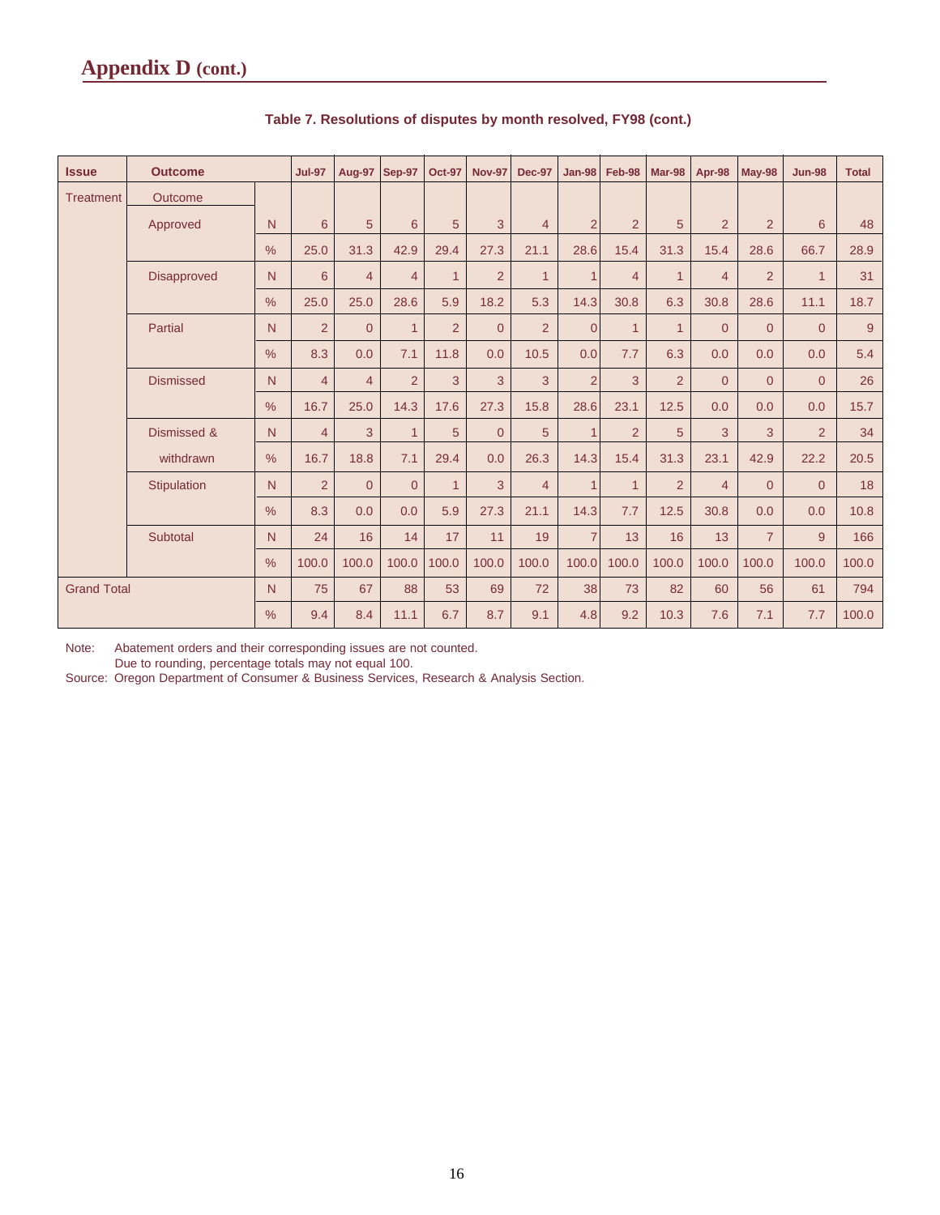# Appendix D (cont.)

**Table 7. Resolutions of disputes by month resolved, FY98 (cont.)**

| Issue | Outcome | | Jul-97 | Aug-97 | Sep-97 | Oct-97 | Nov-97 | Dec-97 | Jan-98 | Feb-98 | Mar-98 | Apr-98 | May-98 | Jun-98 | Total |
|---|---|---|---|---|---|---|---|---|---|---|---|---|---|---|---|
| Treatment | Outcome | | | | | | | | | | | | | | |
| | Approved | N | 6 | 5 | 6 | 5 | 3 | 4 | 2 | 2 | 5 | 2 | 2 | 6 | 48 |
| | | % | 25.0 | 31.3 | 42.9 | 29.4 | 27.3 | 21.1 | 28.6 | 15.4 | 31.3 | 15.4 | 28.6 | 66.7 | 28.9 |
| | Disapproved | N | 6 | 4 | 4 | 1 | 2 | 1 | 1 | 4 | 1 | 4 | 2 | 1 | 31 |
| | | % | 25.0 | 25.0 | 28.6 | 5.9 | 18.2 | 5.3 | 14.3 | 30.8 | 6.3 | 30.8 | 28.6 | 11.1 | 18.7 |
| | Partial | N | 2 | 0 | 1 | 2 | 0 | 2 | 0 | 1 | 1 | 0 | 0 | 0 | 9 |
| | | % | 8.3 | 0.0 | 7.1 | 11.8 | 0.0 | 10.5 | 0.0 | 7.7 | 6.3 | 0.0 | 0.0 | 0.0 | 5.4 |
| | Dismissed | N | 4 | 4 | 2 | 3 | 3 | 3 | 2 | 3 | 2 | 0 | 0 | 0 | 26 |
| | | % | 16.7 | 25.0 | 14.3 | 17.6 | 27.3 | 15.8 | 28.6 | 23.1 | 12.5 | 0.0 | 0.0 | 0.0 | 15.7 |
| | Dismissed & | N | 4 | 3 | 1 | 5 | 0 | 5 | 1 | 2 | 5 | 3 | 3 | 2 | 34 |
| | withdrawn | % | 16.7 | 18.8 | 7.1 | 29.4 | 0.0 | 26.3 | 14.3 | 15.4 | 31.3 | 23.1 | 42.9 | 22.2 | 20.5 |
| | Stipulation | N | 2 | 0 | 0 | 1 | 3 | 4 | 1 | 1 | 2 | 4 | 0 | 0 | 18 |
| | | % | 8.3 | 0.0 | 0.0 | 5.9 | 27.3 | 21.1 | 14.3 | 7.7 | 12.5 | 30.8 | 0.0 | 0.0 | 10.8 |
| | Subtotal | N | 24 | 16 | 14 | 17 | 11 | 19 | 7 | 13 | 16 | 13 | 7 | 9 | 166 |
| | | % | 100.0 | 100.0 | 100.0 | 100.0 | 100.0 | 100.0 | 100.0 | 100.0 | 100.0 | 100.0 | 100.0 | 100.0 | 100.0 |
| Grand Total | | N | 75 | 67 | 88 | 53 | 69 | 72 | 38 | 73 | 82 | 60 | 56 | 61 | 794 |
| | | % | 9.4 | 8.4 | 11.1 | 6.7 | 8.7 | 9.1 | 4.8 | 9.2 | 10.3 | 7.6 | 7.1 | 7.7 | 100.0 |

Note: Abatement orders and their corresponding issues are not counted.
Due to rounding, percentage totals may not equal 100.

Source: Oregon Department of Consumer & Business Services, Research & Analysis Section.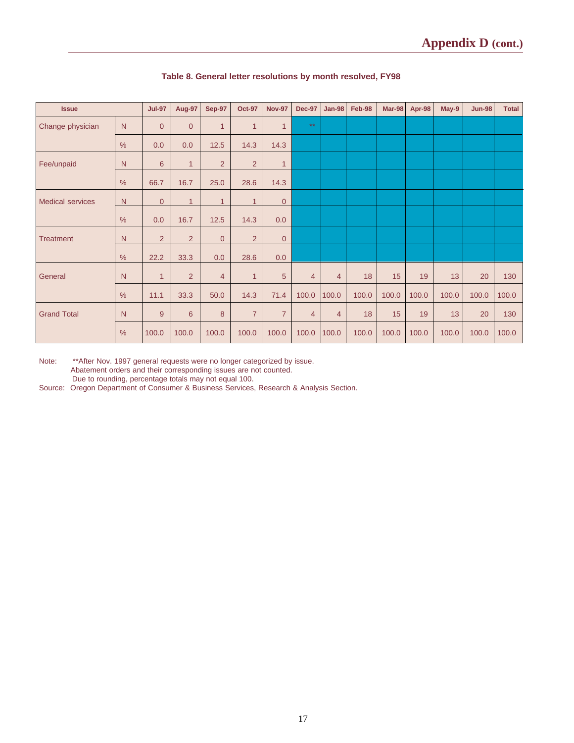### Table 8. General letter resolutions by month resolved, FY98

| Issue | | Jul-97 | Aug-97 | Sep-97 | Oct-97 | Nov-97 | Dec-97 | Jan-98 | Feb-98 | Mar-98 | Apr-98 | May-9 | Jun-98 | Total |
|---|---|---|---|---|---|---|---|---|---|---|---|---|---|---|
| Change physician | N | 0 | 0 | 1 | 1 | 1 | ** | | | | | | | |
| | % | 0.0 | 0.0 | 12.5 | 14.3 | 14.3 | | | | | | | | |
| Fee/unpaid | N | 6 | 1 | 2 | 2 | 1 | | | | | | | | |
| | % | 66.7 | 16.7 | 25.0 | 28.6 | 14.3 | | | | | | | | |
| Medical services | N | 0 | 1 | 1 | 1 | 0 | | | | | | | | |
| | % | 0.0 | 16.7 | 12.5 | 14.3 | 0.0 | | | | | | | | |
| Treatment | N | 2 | 2 | 0 | 2 | 0 | | | | | | | | |
| | % | 22.2 | 33.3 | 0.0 | 28.6 | 0.0 | | | | | | | | |
| General | N | 1 | 2 | 4 | 1 | 5 | 4 | 4 | 18 | 15 | 19 | 13 | 20 | 130 |
| | % | 11.1 | 33.3 | 50.0 | 14.3 | 71.4 | 100.0 | 100.0 | 100.0 | 100.0 | 100.0 | 100.0 | 100.0 | 100.0 |
| Grand Total | N | 9 | 6 | 8 | 7 | 7 | 4 | 4 | 18 | 15 | 19 | 13 | 20 | 130 |
| | % | 100.0 | 100.0 | 100.0 | 100.0 | 100.0 | 100.0 | 100.0 | 100.0 | 100.0 | 100.0 | 100.0 | 100.0 | 100.0 |

Note: **After Nov. 1997 general requests were no longer categorized by issue.
Abatement orders and their corresponding issues are not counted.
Due to rounding, percentage totals may not equal 100.

Source: Oregon Department of Consumer & Business Services, Research & Analysis Section.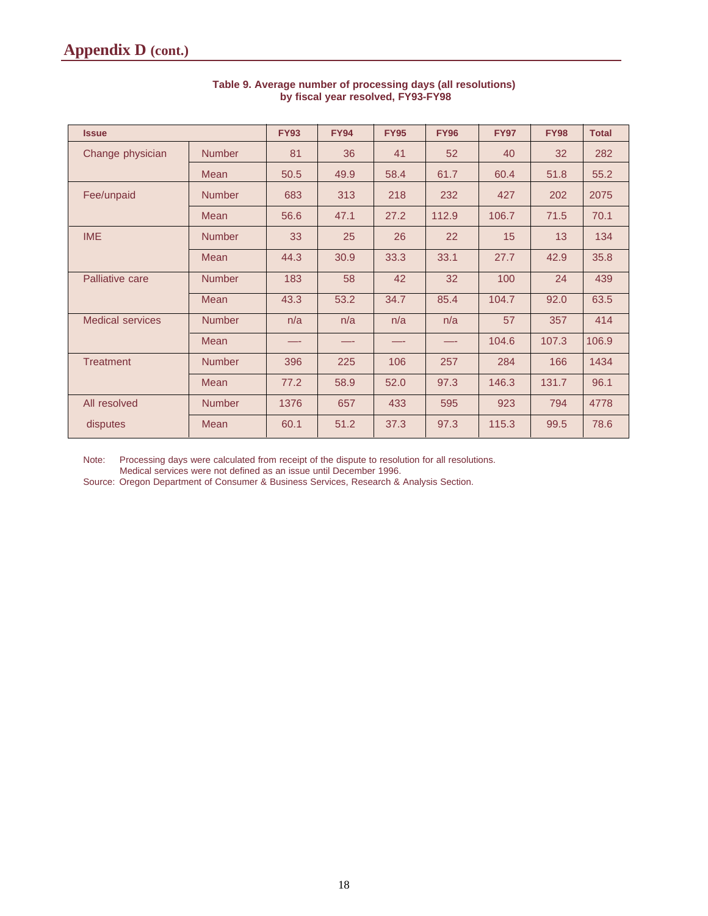# Appendix D (cont.)

**Table 9. Average number of processing days (all resolutions) by fiscal year resolved, FY93-FY98**

| Issue | | FY93 | FY94 | FY95 | FY96 | FY97 | FY98 | Total |
|---|---|---|---|---|---|---|---|---|
| Change physician | Number | 81 | 36 | 41 | 52 | 40 | 32 | 282 |
| | Mean | 50.5 | 49.9 | 58.4 | 61.7 | 60.4 | 51.8 | 55.2 |
| Fee/unpaid | Number | 683 | 313 | 218 | 232 | 427 | 202 | 2075 |
| | Mean | 56.6 | 47.1 | 27.2 | 112.9 | 106.7 | 71.5 | 70.1 |
| IME | Number | 33 | 25 | 26 | 22 | 15 | 13 | 134 |
| | Mean | 44.3 | 30.9 | 33.3 | 33.1 | 27.7 | 42.9 | 35.8 |
| Palliative care | Number | 183 | 58 | 42 | 32 | 100 | 24 | 439 |
| | Mean | 43.3 | 53.2 | 34.7 | 85.4 | 104.7 | 92.0 | 63.5 |
| Medical services | Number | n/a | n/a | n/a | n/a | 57 | 357 | 414 |
| | Mean | ---- | ---- | ---- | ---- | 104.6 | 107.3 | 106.9 |
| Treatment | Number | 396 | 225 | 106 | 257 | 284 | 166 | 1434 |
| | Mean | 77.2 | 58.9 | 52.0 | 97.3 | 146.3 | 131.7 | 96.1 |
| All resolved disputes | Number | 1376 | 657 | 433 | 595 | 923 | 794 | 4778 |
| | Mean | 60.1 | 51.2 | 37.3 | 97.3 | 115.3 | 99.5 | 78.6 |

Note: Processing days were calculated from receipt of the dispute to resolution for all resolutions.
Medical services were not defined as an issue until December 1996.

Source: Oregon Department of Consumer & Business Services, Research & Analysis Section.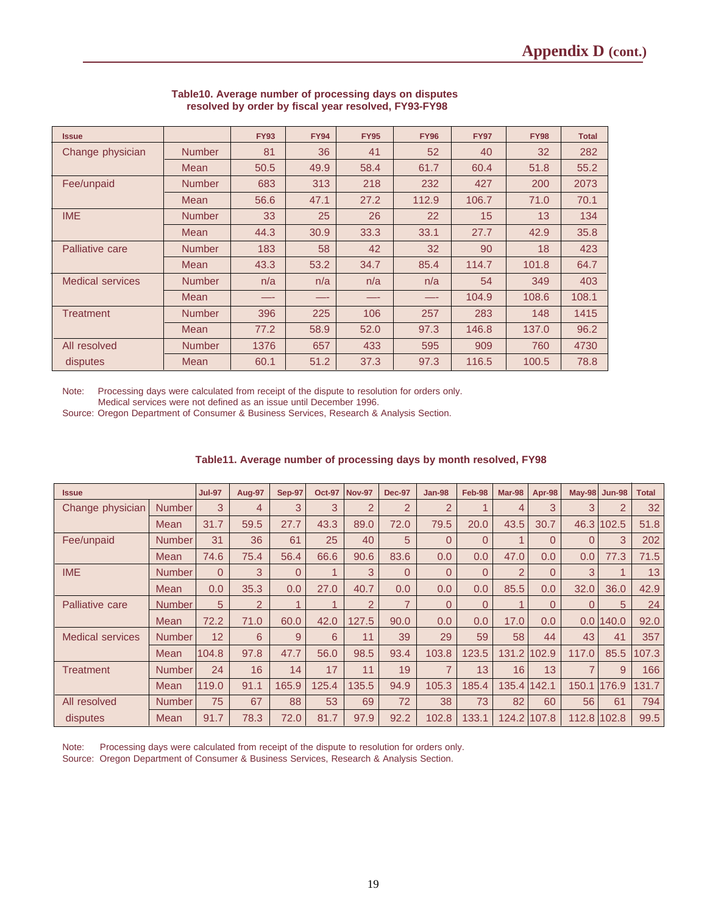# Appendix D (cont.)

**Table10. Average number of processing days on disputes resolved by order by fiscal year resolved, FY93-FY98**

| Issue | | FY93 | FY94 | FY95 | FY96 | FY97 | FY98 | Total |
|---|---|---|---|---|---|---|---|---|
| Change physician | Number | 81 | 36 | 41 | 52 | 40 | 32 | 282 |
| | Mean | 50.5 | 49.9 | 58.4 | 61.7 | 60.4 | 51.8 | 55.2 |
| Fee/unpaid | Number | 683 | 313 | 218 | 232 | 427 | 200 | 2073 |
| | Mean | 56.6 | 47.1 | 27.2 | 112.9 | 106.7 | 71.0 | 70.1 |
| IME | Number | 33 | 25 | 26 | 22 | 15 | 13 | 134 |
| | Mean | 44.3 | 30.9 | 33.3 | 33.1 | 27.7 | 42.9 | 35.8 |
| Palliative care | Number | 183 | 58 | 42 | 32 | 90 | 18 | 423 |
| | Mean | 43.3 | 53.2 | 34.7 | 85.4 | 114.7 | 101.8 | 64.7 |
| Medical services | Number | n/a | n/a | n/a | n/a | 54 | 349 | 403 |
| | Mean | ---- | ---- | ---- | ---- | 104.9 | 108.6 | 108.1 |
| Treatment | Number | 396 | 225 | 106 | 257 | 283 | 148 | 1415 |
| | Mean | 77.2 | 58.9 | 52.0 | 97.3 | 146.8 | 137.0 | 96.2 |
| All resolved disputes | Number | 1376 | 657 | 433 | 595 | 909 | 760 | 4730 |
| | Mean | 60.1 | 51.2 | 37.3 | 97.3 | 116.5 | 100.5 | 78.8 |

Note: Processing days were calculated from receipt of the dispute to resolution for orders only. Medical services were not defined as an issue until December 1996.
Source: Oregon Department of Consumer & Business Services, Research & Analysis Section.

**Table11. Average number of processing days by month resolved, FY98**

| Issue | | Jul-97 | Aug-97 | Sep-97 | Oct-97 | Nov-97 | Dec-97 | Jan-98 | Feb-98 | Mar-98 | Apr-98 | May-98 | Jun-98 | Total |
|---|---|---|---|---|---|---|---|---|---|---|---|---|---|---|
| Change physician | Number | 3 | 4 | 3 | 3 | 2 | 2 | 2 | 1 | 4 | 3 | 3 | 2 | 32 |
| | Mean | 31.7 | 59.5 | 27.7 | 43.3 | 89.0 | 72.0 | 79.5 | 20.0 | 43.5 | 30.7 | 46.3 | 102.5 | 51.8 |
| Fee/unpaid | Number | 31 | 36 | 61 | 25 | 40 | 5 | 0 | 0 | 1 | 0 | 0 | 3 | 202 |
| | Mean | 74.6 | 75.4 | 56.4 | 66.6 | 90.6 | 83.6 | 0.0 | 0.0 | 47.0 | 0.0 | 0.0 | 77.3 | 71.5 |
| IME | Number | 0 | 3 | 0 | 1 | 3 | 0 | 0 | 0 | 2 | 0 | 3 | 1 | 13 |
| | Mean | 0.0 | 35.3 | 0.0 | 27.0 | 40.7 | 0.0 | 0.0 | 0.0 | 85.5 | 0.0 | 32.0 | 36.0 | 42.9 |
| Palliative care | Number | 5 | 2 | 1 | 1 | 2 | 7 | 0 | 0 | 1 | 0 | 0 | 5 | 24 |
| | Mean | 72.2 | 71.0 | 60.0 | 42.0 | 127.5 | 90.0 | 0.0 | 0.0 | 17.0 | 0.0 | 0.0 | 140.0 | 92.0 |
| Medical services | Number | 12 | 6 | 9 | 6 | 11 | 39 | 29 | 59 | 58 | 44 | 43 | 41 | 357 |
| | Mean | 104.8 | 97.8 | 47.7 | 56.0 | 98.5 | 93.4 | 103.8 | 123.5 | 131.2 | 102.9 | 117.0 | 85.5 | 107.3 |
| Treatment | Number | 24 | 16 | 14 | 17 | 11 | 19 | 7 | 13 | 16 | 13 | 7 | 9 | 166 |
| | Mean | 119.0 | 91.1 | 165.9 | 125.4 | 135.5 | 94.9 | 105.3 | 185.4 | 135.4 | 142.1 | 150.1 | 176.9 | 131.7 |
| All resolved disputes | Number | 75 | 67 | 88 | 53 | 69 | 72 | 38 | 73 | 82 | 60 | 56 | 61 | 794 |
| | Mean | 91.7 | 78.3 | 72.0 | 81.7 | 97.9 | 92.2 | 102.8 | 133.1 | 124.2 | 107.8 | 112.8 | 102.8 | 99.5 |

Note: Processing days were calculated from receipt of the dispute to resolution for orders only.
Source: Oregon Department of Consumer & Business Services, Research & Analysis Section.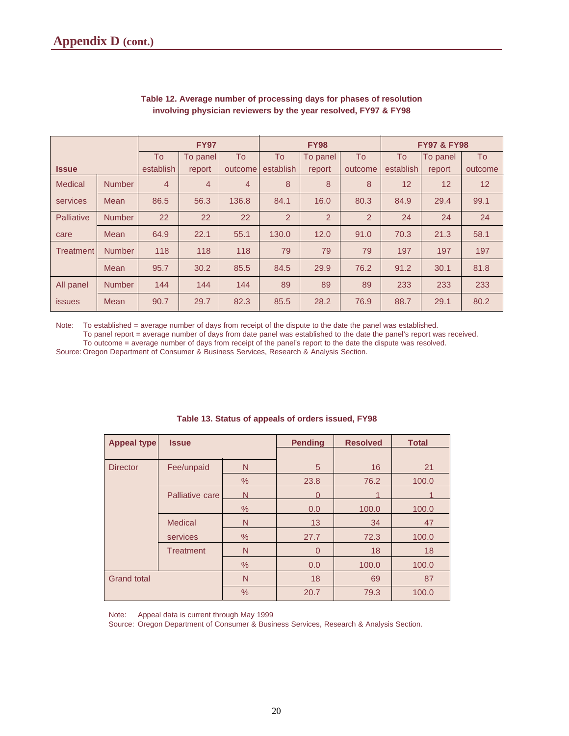## Appendix D (cont.)

**Table 12. Average number of processing days for phases of resolution involving physician reviewers by the year resolved, FY97 & FY98**

| Issue | | FY97 | | | FY98 | | | FY97 & FY98 | | |
|---|---|---|---|---|---|---|---|---|---|---|
| | | To establish | To panel report | To outcome | To establish | To panel report | To outcome | To establish | To panel report | To outcome |
| Medical services | Number | 4 | 4 | 4 | 8 | 8 | 8 | 12 | 12 | 12 |
| | Mean | 86.5 | 56.3 | 136.8 | 84.1 | 16.0 | 80.3 | 84.9 | 29.4 | 99.1 |
| Palliative care | Number | 22 | 22 | 22 | 2 | 2 | 2 | 24 | 24 | 24 |
| | Mean | 64.9 | 22.1 | 55.1 | 130.0 | 12.0 | 91.0 | 70.3 | 21.3 | 58.1 |
| Treatment | Number | 118 | 118 | 118 | 79 | 79 | 79 | 197 | 197 | 197 |
| | Mean | 95.7 | 30.2 | 85.5 | 84.5 | 29.9 | 76.2 | 91.2 | 30.1 | 81.8 |
| All panel issues | Number | 144 | 144 | 144 | 89 | 89 | 89 | 233 | 233 | 233 |
| | Mean | 90.7 | 29.7 | 82.3 | 85.5 | 28.2 | 76.9 | 88.7 | 29.1 | 80.2 |

Note: To established = average number of days from receipt of the dispute to the date the panel was established.
To panel report = average number of days from date panel was established to the date the panel's report was received.
To outcome = average number of days from receipt of the panel's report to the date the dispute was resolved.
Source: Oregon Department of Consumer & Business Services, Research & Analysis Section.

**Table 13. Status of appeals of orders issued, FY98**

| Appeal type | Issue | | Pending | Resolved | Total |
|---|---|---|---|---|---|
| Director | Fee/unpaid | N | 5 | 16 | 21 |
| | | % | 23.8 | 76.2 | 100.0 |
| | Palliative care | N | 0 | 1 | 1 |
| | | % | 0.0 | 100.0 | 100.0 |
| | Medical services | N | 13 | 34 | 47 |
| | | % | 27.7 | 72.3 | 100.0 |
| | Treatment | N | 0 | 18 | 18 |
| | | % | 0.0 | 100.0 | 100.0 |
| Grand total | | N | 18 | 69 | 87 |
| | | % | 20.7 | 79.3 | 100.0 |

Note: Appeal data is current through May 1999
Source: Oregon Department of Consumer & Business Services, Research & Analysis Section.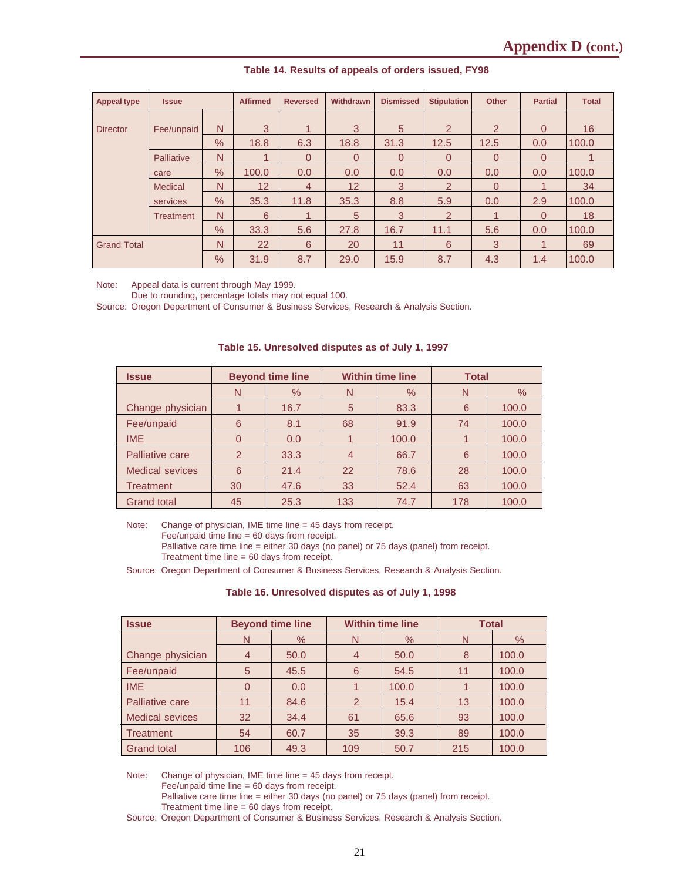# Appendix D (cont.)

**Table 14. Results of appeals of orders issued, FY98**

| Appeal type | Issue | | Affirmed | Reversed | Withdrawn | Dismissed | Stipulation | Other | Partial | Total |
|---|---|---|---|---|---|---|---|---|---|---|
| Director | Fee/unpaid | N | 3 | 1 | 3 | 5 | 2 | 2 | 0 | 16 |
| | | % | 18.8 | 6.3 | 18.8 | 31.3 | 12.5 | 12.5 | 0.0 | 100.0 |
| | Palliative care | N | 1 | 0 | 0 | 0 | 0 | 0 | 0 | 1 |
| | | % | 100.0 | 0.0 | 0.0 | 0.0 | 0.0 | 0.0 | 0.0 | 100.0 |
| | Medical services | N | 12 | 4 | 12 | 3 | 2 | 0 | 1 | 34 |
| | | % | 35.3 | 11.8 | 35.3 | 8.8 | 5.9 | 0.0 | 2.9 | 100.0 |
| | Treatment | N | 6 | 1 | 5 | 3 | 2 | 1 | 0 | 18 |
| | | % | 33.3 | 5.6 | 27.8 | 16.7 | 11.1 | 5.6 | 0.0 | 100.0 |
| Grand Total | | N | 22 | 6 | 20 | 11 | 6 | 3 | 1 | 69 |
| | | % | 31.9 | 8.7 | 29.0 | 15.9 | 8.7 | 4.3 | 1.4 | 100.0 |

Note: Appeal data is current through May 1999.
Due to rounding, percentage totals may not equal 100.

Source: Oregon Department of Consumer & Business Services, Research & Analysis Section.

**Table 15. Unresolved disputes as of July 1, 1997**

| Issue | Beyond time line | | Within time line | | Total | |
|---|---|---|---|---|---|---|
| | N | % | N | % | N | % |
| Change physician | 1 | 16.7 | 5 | 83.3 | 6 | 100.0 |
| Fee/unpaid | 6 | 8.1 | 68 | 91.9 | 74 | 100.0 |
| IME | 0 | 0.0 | 1 | 100.0 | 1 | 100.0 |
| Palliative care | 2 | 33.3 | 4 | 66.7 | 6 | 100.0 |
| Medical sevices | 6 | 21.4 | 22 | 78.6 | 28 | 100.0 |
| Treatment | 30 | 47.6 | 33 | 52.4 | 63 | 100.0 |
| Grand total | 45 | 25.3 | 133 | 74.7 | 178 | 100.0 |

Note: Change of physician, IME time line = 45 days from receipt.
Fee/unpaid time line = 60 days from receipt.
Palliative care time line = either 30 days (no panel) or 75 days (panel) from receipt.
Treatment time line = 60 days from receipt.

Source: Oregon Department of Consumer & Business Services, Research & Analysis Section.

**Table 16. Unresolved disputes as of July 1, 1998**

| Issue | Beyond time line | | Within time line | | Total | |
|---|---|---|---|---|---|---|
| | N | % | N | % | N | % |
| Change physician | 4 | 50.0 | 4 | 50.0 | 8 | 100.0 |
| Fee/unpaid | 5 | 45.5 | 6 | 54.5 | 11 | 100.0 |
| IME | 0 | 0.0 | 1 | 100.0 | 1 | 100.0 |
| Palliative care | 11 | 84.6 | 2 | 15.4 | 13 | 100.0 |
| Medical sevices | 32 | 34.4 | 61 | 65.6 | 93 | 100.0 |
| Treatment | 54 | 60.7 | 35 | 39.3 | 89 | 100.0 |
| Grand total | 106 | 49.3 | 109 | 50.7 | 215 | 100.0 |

Note: Change of physician, IME time line = 45 days from receipt.
Fee/unpaid time line = 60 days from receipt.
Palliative care time line = either 30 days (no panel) or 75 days (panel) from receipt.
Treatment time line = 60 days from receipt.

Source: Oregon Department of Consumer & Business Services, Research & Analysis Section.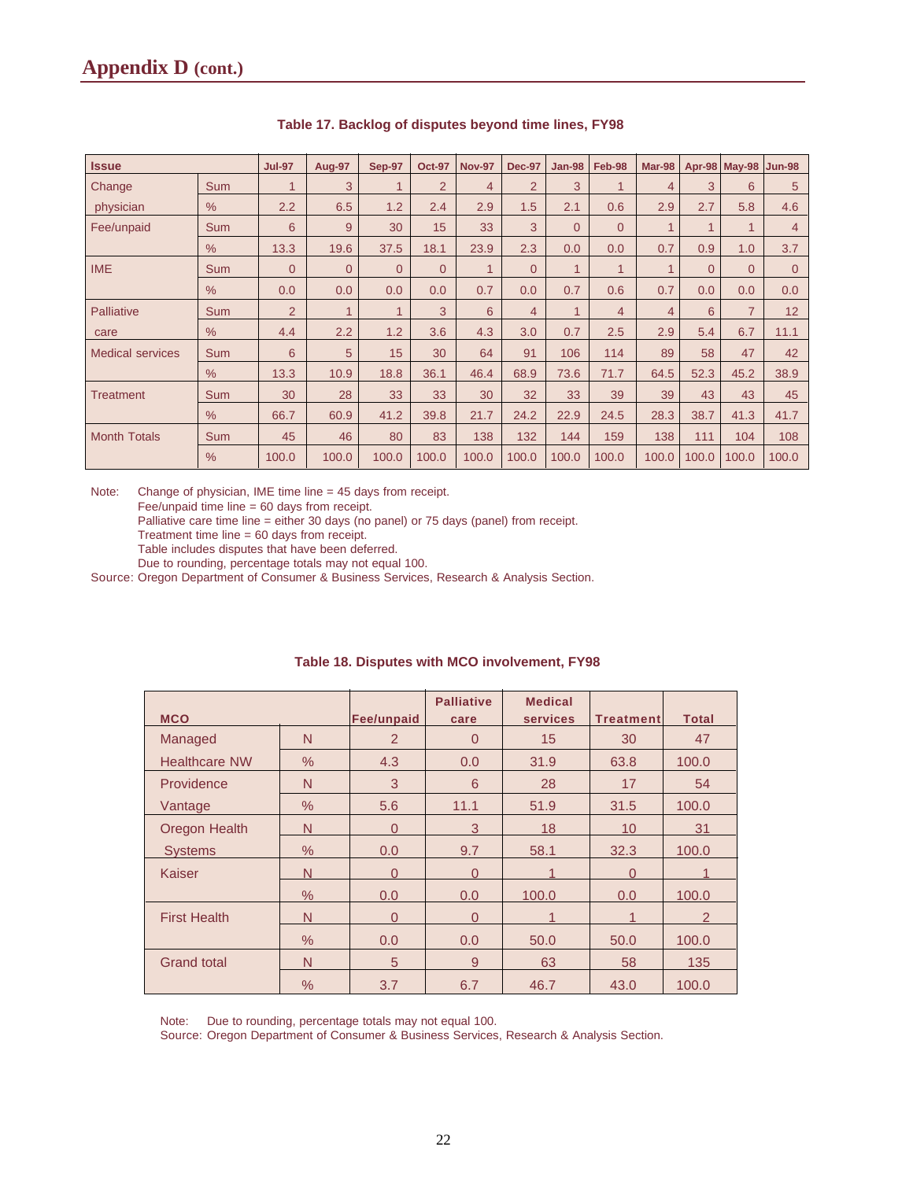# Appendix D (cont.)

**Table 17. Backlog of disputes beyond time lines, FY98**

| Issue | | Jul-97 | Aug-97 | Sep-97 | Oct-97 | Nov-97 | Dec-97 | Jan-98 | Feb-98 | Mar-98 | Apr-98 | May-98 | Jun-98 |
|---|---|---|---|---|---|---|---|---|---|---|---|---|---|
| Change physician | Sum | 1 | 3 | 1 | 2 | 4 | 2 | 3 | 1 | 4 | 3 | 6 | 5 |
| | % | 2.2 | 6.5 | 1.2 | 2.4 | 2.9 | 1.5 | 2.1 | 0.6 | 2.9 | 2.7 | 5.8 | 4.6 |
| Fee/unpaid | Sum | 6 | 9 | 30 | 15 | 33 | 3 | 0 | 0 | 1 | 1 | 1 | 4 |
| | % | 13.3 | 19.6 | 37.5 | 18.1 | 23.9 | 2.3 | 0.0 | 0.0 | 0.7 | 0.9 | 1.0 | 3.7 |
| IME | Sum | 0 | 0 | 0 | 0 | 1 | 0 | 1 | 1 | 1 | 0 | 0 | 0 |
| | % | 0.0 | 0.0 | 0.0 | 0.0 | 0.7 | 0.0 | 0.7 | 0.6 | 0.7 | 0.0 | 0.0 | 0.0 |
| Palliative care | Sum | 2 | 1 | 1 | 3 | 6 | 4 | 1 | 4 | 4 | 6 | 7 | 12 |
| | % | 4.4 | 2.2 | 1.2 | 3.6 | 4.3 | 3.0 | 0.7 | 2.5 | 2.9 | 5.4 | 6.7 | 11.1 |
| Medical services | Sum | 6 | 5 | 15 | 30 | 64 | 91 | 106 | 114 | 89 | 58 | 47 | 42 |
| | % | 13.3 | 10.9 | 18.8 | 36.1 | 46.4 | 68.9 | 73.6 | 71.7 | 64.5 | 52.3 | 45.2 | 38.9 |
| Treatment | Sum | 30 | 28 | 33 | 33 | 30 | 32 | 33 | 39 | 39 | 43 | 43 | 45 |
| | % | 66.7 | 60.9 | 41.2 | 39.8 | 21.7 | 24.2 | 22.9 | 24.5 | 28.3 | 38.7 | 41.3 | 41.7 |
| Month Totals | Sum | 45 | 46 | 80 | 83 | 138 | 132 | 144 | 159 | 138 | 111 | 104 | 108 |
| | % | 100.0 | 100.0 | 100.0 | 100.0 | 100.0 | 100.0 | 100.0 | 100.0 | 100.0 | 100.0 | 100.0 | 100.0 |

Note: Change of physician, IME time line = 45 days from receipt.
Fee/unpaid time line = 60 days from receipt.
Palliative care time line = either 30 days (no panel) or 75 days (panel) from receipt.
Treatment time line = 60 days from receipt.
Table includes disputes that have been deferred.
Due to rounding, percentage totals may not equal 100.
Source: Oregon Department of Consumer & Business Services, Research & Analysis Section.

**Table 18. Disputes with MCO involvement, FY98**

| MCO | | Fee/unpaid | Palliative care | Medical services | Treatment | Total |
|---|---|---|---|---|---|---|
| Managed Healthcare NW | N | 2 | 0 | 15 | 30 | 47 |
| | % | 4.3 | 0.0 | 31.9 | 63.8 | 100.0 |
| Providence Vantage | N | 3 | 6 | 28 | 17 | 54 |
| | % | 5.6 | 11.1 | 51.9 | 31.5 | 100.0 |
| Oregon Health Systems | N | 0 | 3 | 18 | 10 | 31 |
| | % | 0.0 | 9.7 | 58.1 | 32.3 | 100.0 |
| Kaiser | N | 0 | 0 | 1 | 0 | 1 |
| | % | 0.0 | 0.0 | 100.0 | 0.0 | 100.0 |
| First Health | N | 0 | 0 | 1 | 1 | 2 |
| | % | 0.0 | 0.0 | 50.0 | 50.0 | 100.0 |
| Grand total | N | 5 | 9 | 63 | 58 | 135 |
| | % | 3.7 | 6.7 | 46.7 | 43.0 | 100.0 |

Note: Due to rounding, percentage totals may not equal 100.
Source: Oregon Department of Consumer & Business Services, Research & Analysis Section.